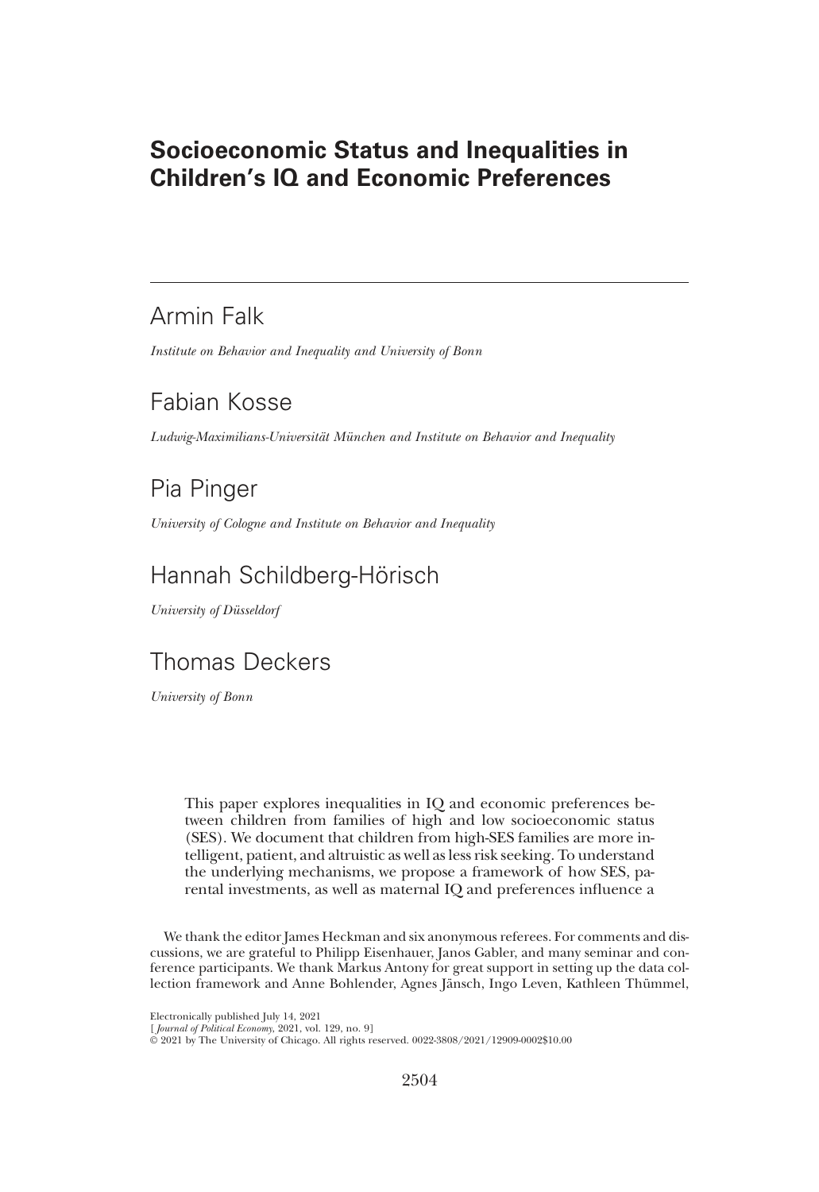# Socioeconomic Status and Inequalities in Children's IQ and Economic Preferences

Armin Falk

*Institute on Behavior and Inequality and University of Bonn*

Fabian Kosse

*Ludwig-Maximilians-Universität München and Institute on Behavior and Inequality*

Pia Pinger

*University of Cologne and Institute on Behavior and Inequality*

Hannah Schildberg-Hörisch

*University of Düsseldorf*

Thomas Deckers

*University of Bonn*

This paper explores inequalities in IQ and economic preferences between children from families of high and low socioeconomic status (SES). We document that children from high-SES families are more intelligent, patient, and altruistic as well as less risk seeking. To understand the underlying mechanisms, we propose a framework of how SES, parental investments, as well as maternal IQ and preferences influence a

We thank the editor James Heckman and six anonymous referees. For comments and discussions, we are grateful to Philipp Eisenhauer, Janos Gabler, and many seminar and conference participants. We thank Markus Antony for great support in setting up the data collection framework and Anne Bohlender, Agnes Jänsch, Ingo Leven, Kathleen Thümmel,

Electronically published July 14, 2021
[*Journal of Political Economy*, 2021, vol. 129, no. 9]
© 2021 by The University of Chicago. All rights reserved. 0022-3808/2021/12909-0002$10.00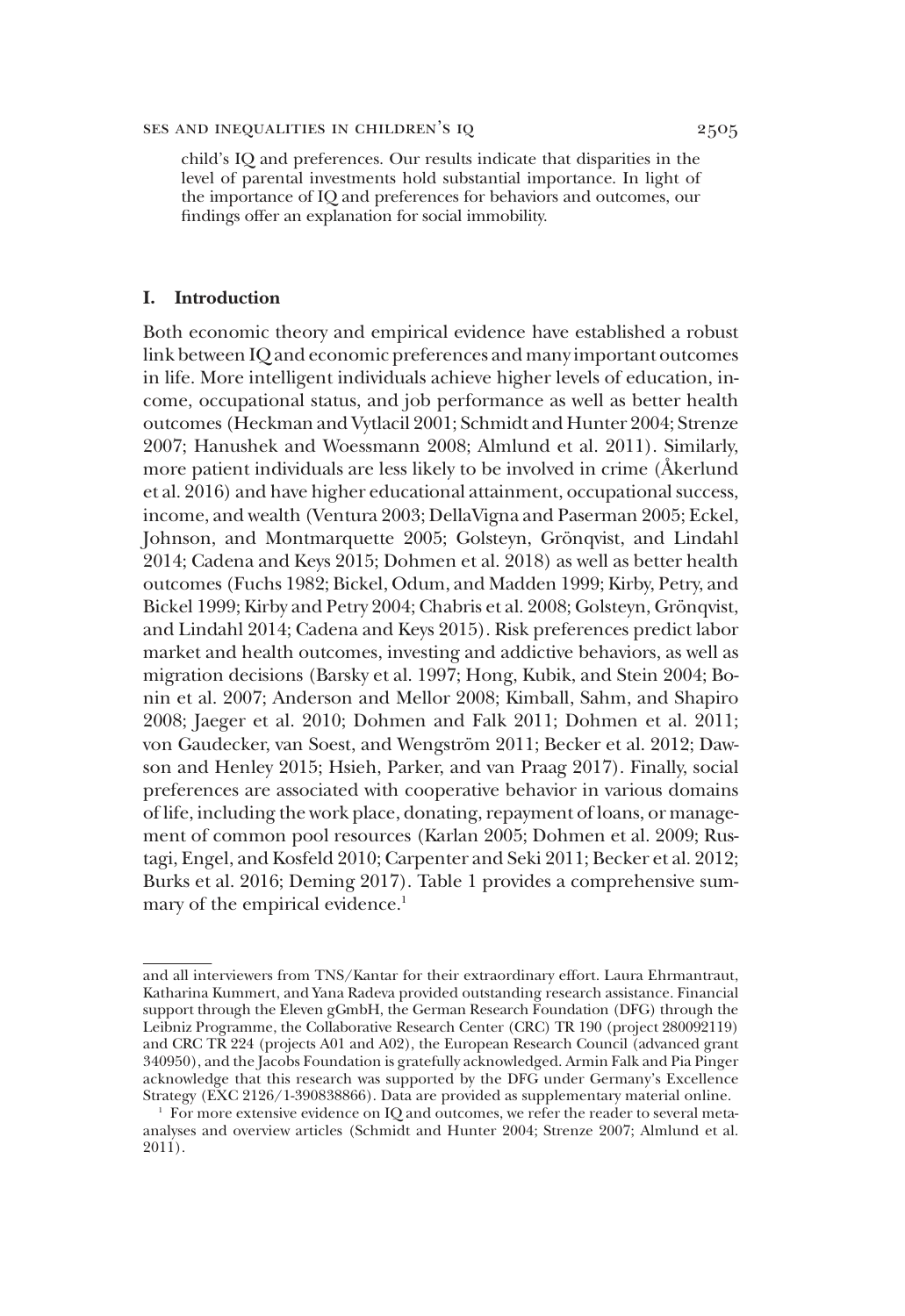child's IQ and preferences. Our results indicate that disparities in the level of parental investments hold substantial importance. In light of the importance of IQ and preferences for behaviors and outcomes, our findings offer an explanation for social immobility.

## I. Introduction

Both economic theory and empirical evidence have established a robust link between IQ and economic preferences and many important outcomes in life. More intelligent individuals achieve higher levels of education, income, occupational status, and job performance as well as better health outcomes (Heckman and Vytlacil 2001; Schmidt and Hunter 2004; Strenze 2007; Hanushek and Woessmann 2008; Almlund et al. 2011). Similarly, more patient individuals are less likely to be involved in crime (Åkerlund et al. 2016) and have higher educational attainment, occupational success, income, and wealth (Ventura 2003; DellaVigna and Paserman 2005; Eckel, Johnson, and Montmarquette 2005; Golsteyn, Grönqvist, and Lindahl 2014; Cadena and Keys 2015; Dohmen et al. 2018) as well as better health outcomes (Fuchs 1982; Bickel, Odum, and Madden 1999; Kirby, Petry, and Bickel 1999; Kirby and Petry 2004; Chabris et al. 2008; Golsteyn, Grönqvist, and Lindahl 2014; Cadena and Keys 2015). Risk preferences predict labor market and health outcomes, investing and addictive behaviors, as well as migration decisions (Barsky et al. 1997; Hong, Kubik, and Stein 2004; Bonin et al. 2007; Anderson and Mellor 2008; Kimball, Sahm, and Shapiro 2008; Jaeger et al. 2010; Dohmen and Falk 2011; Dohmen et al. 2011; von Gaudecker, van Soest, and Wengström 2011; Becker et al. 2012; Dawson and Henley 2015; Hsieh, Parker, and van Praag 2017). Finally, social preferences are associated with cooperative behavior in various domains of life, including the work place, donating, repayment of loans, or management of common pool resources (Karlan 2005; Dohmen et al. 2009; Rustagi, Engel, and Kosfeld 2010; Carpenter and Seki 2011; Becker et al. 2012; Burks et al. 2016; Deming 2017). Table 1 provides a comprehensive summary of the empirical evidence.[1]

---

and all interviewers from TNS/Kantar for their extraordinary effort. Laura Ehrmantraut, Katharina Kummert, and Yana Radeva provided outstanding research assistance. Financial support through the Eleven gGmbH, the German Research Foundation (DFG) through the Leibniz Programme, the Collaborative Research Center (CRC) TR 190 (project 280092119) and CRC TR 224 (projects A01 and A02), the European Research Council (advanced grant 340950), and the Jacobs Foundation is gratefully acknowledged. Armin Falk and Pia Pinger acknowledge that this research was supported by the DFG under Germany's Excellence Strategy (EXC 2126/1-390838866). Data are provided as supplementary material online.

[1] For more extensive evidence on IQ and outcomes, we refer the reader to several meta-analyses and overview articles (Schmidt and Hunter 2004; Strenze 2007; Almlund et al. 2011).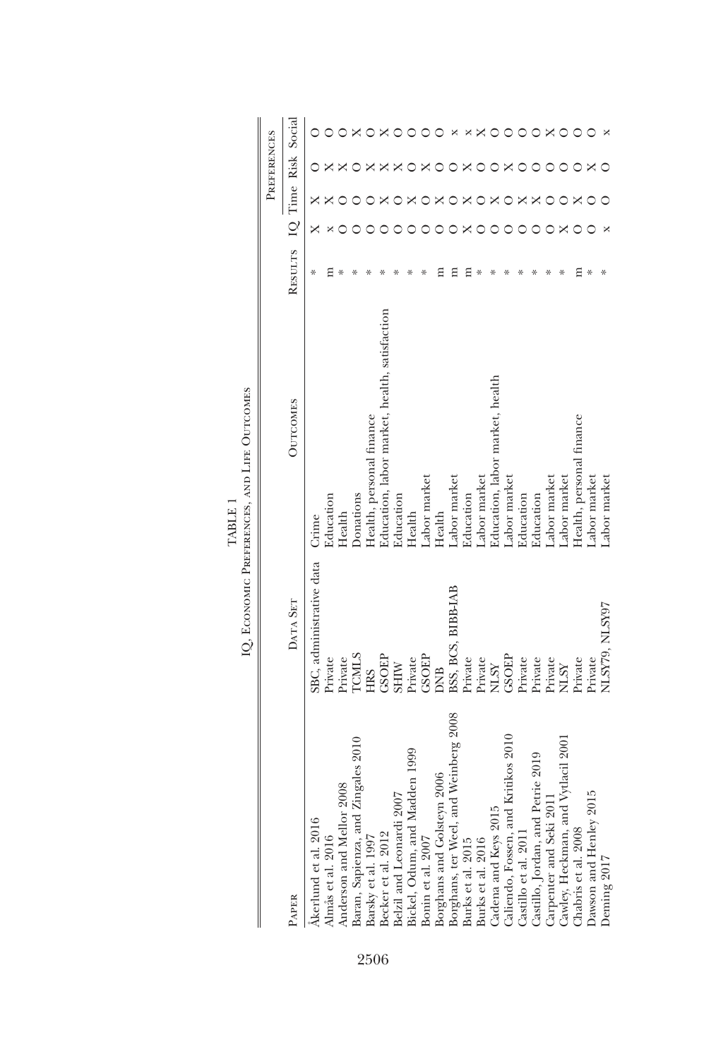TABLE 1

IQ, Economic Preferences, and Life Outcomes

| Paper | Data Set | Outcomes | Results | IQ | Preferences | | |
|---|---|---|---|---|---|---|---|
| | | | | | Time | Risk | Social |
| Åkerlund et al. 2016 | SBC, administrative data | Crime | * | X | X | O | O |
| Almås et al. 2016 | Private | Education | m | x | X | X | O |
| Anderson and Mellor 2008 | Private | Health | * | O | O | X | O |
| Baran, Sapienza, and Zingales 2010 | TCMLS | Donations | * | O | O | O | X |
| Barsky et al. 1997 | HRS | Health, personal finance | * | O | O | X | O |
| Becker et al. 2012 | GSOEP | Education, labor market, health, satisfaction | * | O | X | X | X |
| Belzil and Leonardi 2007 | SHIW | Education | * | O | O | X | O |
| Bickel, Odum, and Madden 1999 | Private | Health | * | O | X | O | O |
| Bonin et al. 2007 | GSOEP | Labor market | * | O | O | X | O |
| Borghans and Golsteyn 2006 | DNB | Health | m | O | X | O | O |
| Borghans, ter Weel, and Weinberg 2008 | BSS, BCS, BIBB-IAB | Labor market | m | O | O | O | x |
| Burks et al. 2015 | Private | Education | m | X | X | X | x |
| Burks et al. 2016 | Private | Labor market | * | O | O | O | X |
| Cadena and Keys 2015 | NLSY | Education, labor market, health | * | O | X | O | O |
| Caliendo, Fossen, and Kritikos 2010 | GSOEP | Labor market | * | O | O | X | O |
| Castillo et al. 2011 | Private | Education | * | O | X | O | O |
| Castillo, Jordan, and Petrie 2019 | Private | Education | * | O | X | O | O |
| Carpenter and Seki 2011 | Private | Labor market | * | O | O | O | X |
| Cawley, Heckman, and Vytlacil 2001 | NLSY | Labor market | * | X | O | O | O |
| Chabris et al. 2008 | Private | Health, personal finance | m | O | X | O | O |
| Dawson and Henley 2015 | Private | Labor market | * | O | O | X | O |
| Deming 2017 | NLSY79, NLSY97 | Labor market | * | x | O | O | x |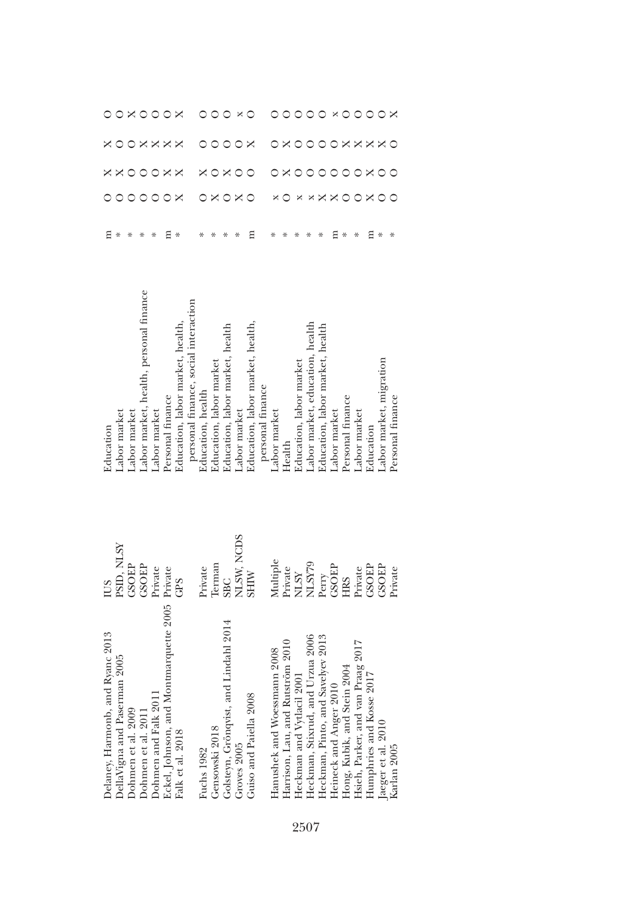| | | | | | | | |
|---|---|---|---|---|---|---|---|
| Delaney, Harmonb, and Ryanc 2013 | IUS | Education | m | O | X | X | O |
| DellaVigna and Paserman 2005 | PSID, NLSY | Labor market | * | O | X | O | O |
| Dohmen et al. 2009 | GSOEP | Labor market | * | O | O | O | X |
| Dohmen et al. 2011 | GSOEP | Labor market, health, personal finance | * | O | O | X | O |
| Dohmen and Falk 2011 | Private | Labor market | * | O | O | X | O |
| Eckel, Johnson, and Montmarquette 2005 | Private | Personal finance | m | O | X | X | O |
| Falk et al. 2018 | GPS | Education, labor market, health, personal finance, social interaction | * | X | X | X | X |
| Fuchs 1982 | Private | Education, health | * | O | X | O | O |
| Gensowski 2018 | Terman | Education, labor market | * | X | O | O | O |
| Golsteyn, Grönqvist, and Lindahl 2014 | SBC | Education, labor market, health | * | O | X | O | O |
| Groves 2005 | NLSW, NCDS | Labor market | * | X | O | O | x |
| Guiso and Paiella 2008 | SHIW | Education, labor market, health, personal finance | m | O | O | X | O |
| Hanushek and Woessmann 2008 | Multiple | Labor market | * | x | O | O | O |
| Harrison, Lau, and Rutström 2010 | Private | Health | * | O | X | X | O |
| Heckman and Vytlacil 2001 | NLSY | Education, labor market | * | x | O | O | O |
| Heckman, Stixrud, and Urzua 2006 | NLSY79 | Labor market, education, health | * | x | O | O | O |
| Heckman, Pinto, and Savelyev 2013 | Perry | Education, labor market, health | * | X | O | O | O |
| Heineck and Anger 2010 | GSOEP | Labor market | m | X | O | O | x |
| Hong, Kubik, and Stein 2004 | HRS | Personal finance | * | O | O | X | O |
| Hsieh, Parker, and van Praag 2017 | Private | Labor market | * | O | O | X | O |
| Humphries and Kosse 2017 | GSOEP | Education | m | X | X | X | O |
| Jaeger et al. 2010 | GSOEP | Labor market, migration | * | O | O | X | O |
| Karlan 2005 | Private | Personal finance | * | O | O | O | X |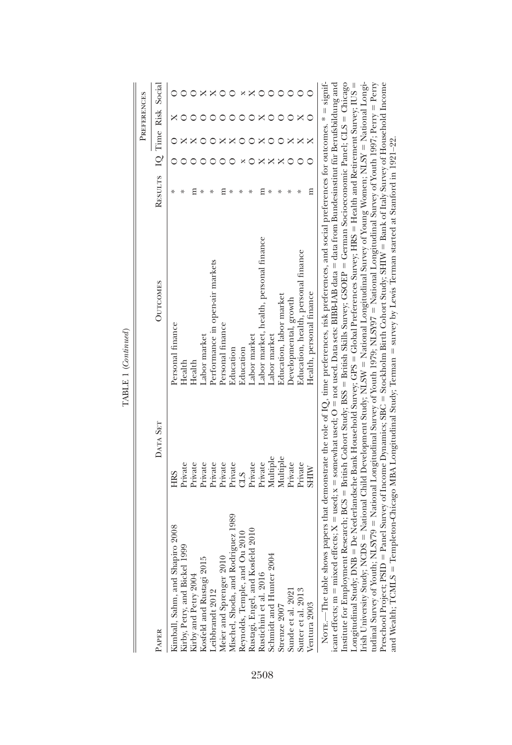TABLE 1 (*Continued*)

| Paper | Data Set | Outcomes | Results | Preferences | | | |
|---|---|---|---|---|---|---|---|
| | | | | IQ | Time | Risk | Social |
| Kimball, Sahm, and Shapiro 2008 | HRS | Personal finance | * | O | O | X | O |
| Kirby, Petry, and Bickel 1999 | Private | Health | * | O | X | O | O |
| Kirby and Petry 2004 | Private | Health | m | O | X | O | O |
| Kosfeld and Rustagi 2015 | Private | Labor market | * | O | O | O | X |
| Leibbrandt 2012 | Private | Performance in open-air markets | * | O | O | O | X |
| Meier and Sprenger 2010 | Private | Personal finance | m | O | X | O | O |
| Mischel, Shoda, and Rodriguez 1989 | Private | Education | * | O | X | O | O |
| Reynolds, Temple, and Ou 2010 | CLS | Education | * | x | O | O | x |
| Rustagi, Engel, and Kosfeld 2010 | Private | Labor market | * | O | O | O | X |
| Rustichini et al. 2016 | Private | Labor market, health, personal finance | m | X | X | X | O |
| Schmidt and Hunter 2004 | Multiple | Labor market | * | X | O | O | O |
| Strenze 2007 | Multiple | Education, labor market | * | X | O | O | O |
| Sunde et al. 2021 | Private | Developmental, growth | * | O | X | O | O |
| Sutter et al. 2013 | Private | Education, health, personal finance | * | O | X | X | O |
| Ventura 2003 | SHIW | Health, personal finance | m | O | X | O | O |

Note.—The table shows papers that demonstrate the role of IQ, time preferences, risk preferences, and social preferences for outcomes. * = significant effects; m = mixed effects; X = used; x = somewhat used; O = not used. Data sets: BIBB-IAB data = data from Bundesinstitut für Berufsbildung and Institute for Employment Research; BCS = British Cohort Study; BSS = British Skills Survey; GSOEP = German Socioeconomic Panel; CLS = Chicago Longitudinal Study; DNB = De Nederlandsche Bank Household Survey; GPS = Global Preferences Survey; HRS = Health and Retirement Survey; IUS = Irish University Study; NCDS = National Child Development Study; NLSW = National Longitudinal Survey of Young Women; NLSY = National Longitudinal Survey of Youth; NLSY79 = National Longitudinal Survey of Youth 1979; NLSY97 = National Longitudinal Survey of Youth 1997; Perry = Perry Preschool Project; PSID = Panel Survey of Income Dynamics; SBC = Stockholm Birth Cohort Study; SHIW = Bank of Italy Survey of Household Income and Wealth; TCMLS = Templeton-Chicago MBA Longitudinal Study; Terman = survey by Lewis Terman started at Stanford in 1921–22.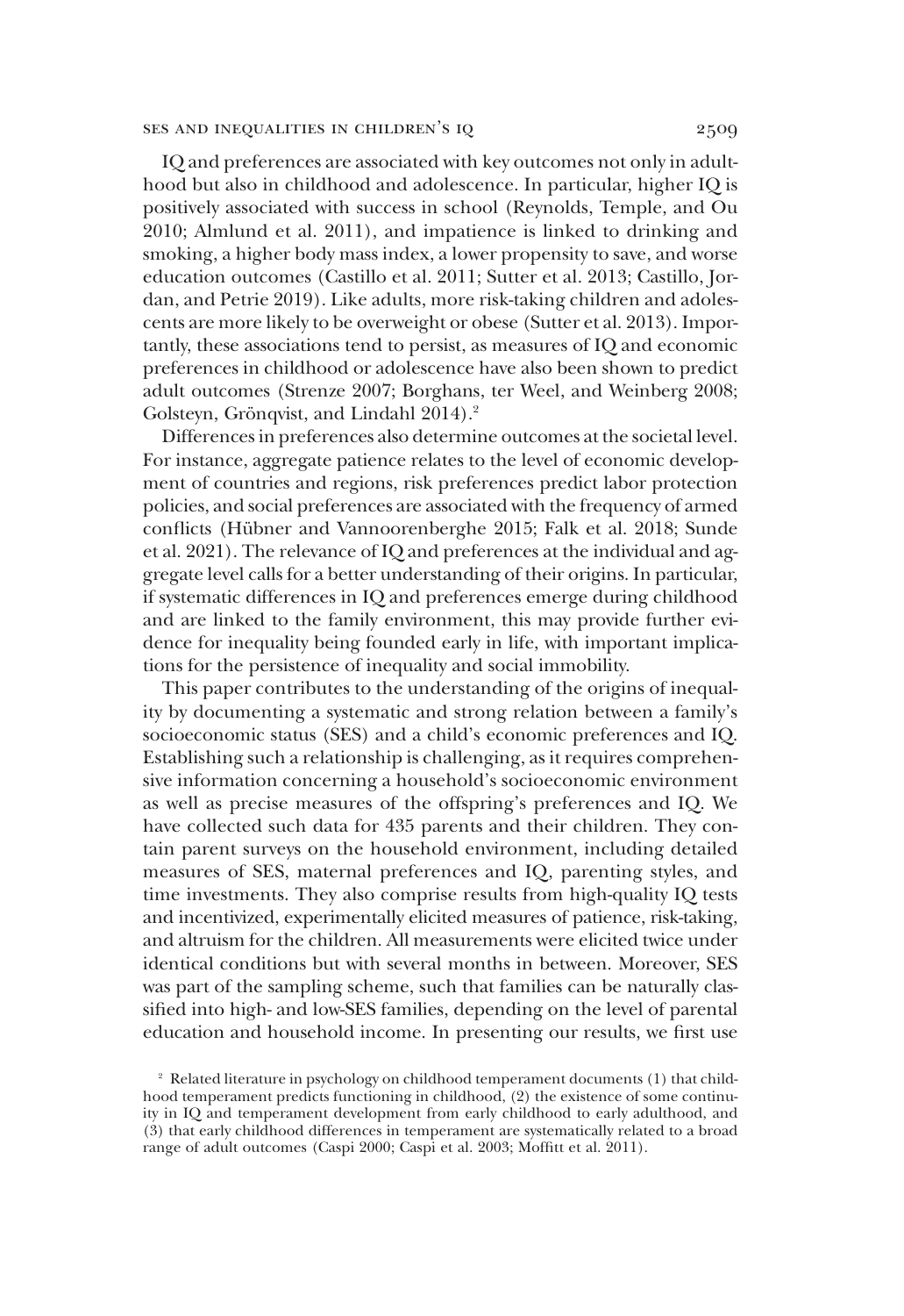IQ and preferences are associated with key outcomes not only in adulthood but also in childhood and adolescence. In particular, higher IQ is positively associated with success in school (Reynolds, Temple, and Ou 2010; Almlund et al. 2011), and impatience is linked to drinking and smoking, a higher body mass index, a lower propensity to save, and worse education outcomes (Castillo et al. 2011; Sutter et al. 2013; Castillo, Jordan, and Petrie 2019). Like adults, more risk-taking children and adolescents are more likely to be overweight or obese (Sutter et al. 2013). Importantly, these associations tend to persist, as measures of IQ and economic preferences in childhood or adolescence have also been shown to predict adult outcomes (Strenze 2007; Borghans, ter Weel, and Weinberg 2008; Golsteyn, Grönqvist, and Lindahl 2014).[2]

Differences in preferences also determine outcomes at the societal level. For instance, aggregate patience relates to the level of economic development of countries and regions, risk preferences predict labor protection policies, and social preferences are associated with the frequency of armed conflicts (Hübner and Vannoorenberghe 2015; Falk et al. 2018; Sunde et al. 2021). The relevance of IQ and preferences at the individual and aggregate level calls for a better understanding of their origins. In particular, if systematic differences in IQ and preferences emerge during childhood and are linked to the family environment, this may provide further evidence for inequality being founded early in life, with important implications for the persistence of inequality and social immobility.

This paper contributes to the understanding of the origins of inequality by documenting a systematic and strong relation between a family's socioeconomic status (SES) and a child's economic preferences and IQ. Establishing such a relationship is challenging, as it requires comprehensive information concerning a household's socioeconomic environment as well as precise measures of the offspring's preferences and IQ. We have collected such data for 435 parents and their children. They contain parent surveys on the household environment, including detailed measures of SES, maternal preferences and IQ, parenting styles, and time investments. They also comprise results from high-quality IQ tests and incentivized, experimentally elicited measures of patience, risk-taking, and altruism for the children. All measurements were elicited twice under identical conditions but with several months in between. Moreover, SES was part of the sampling scheme, such that families can be naturally classified into high- and low-SES families, depending on the level of parental education and household income. In presenting our results, we first use

[2] Related literature in psychology on childhood temperament documents (1) that childhood temperament predicts functioning in childhood, (2) the existence of some continuity in IQ and temperament development from early childhood to early adulthood, and (3) that early childhood differences in temperament are systematically related to a broad range of adult outcomes (Caspi 2000; Caspi et al. 2003; Moffitt et al. 2011).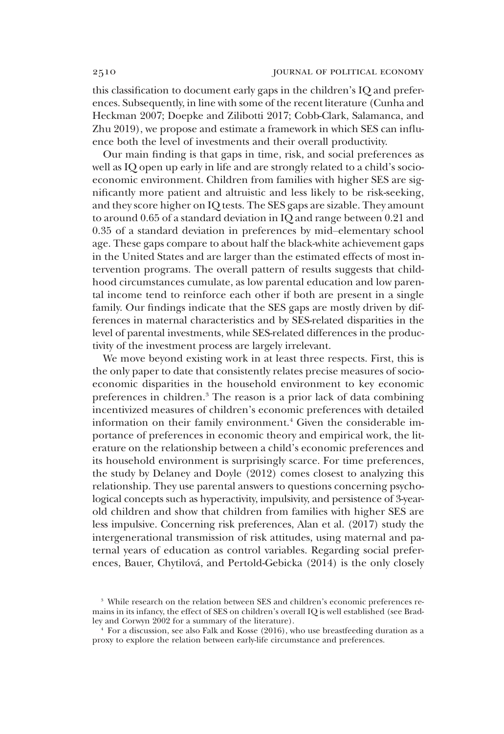this classification to document early gaps in the children's IQ and preferences. Subsequently, in line with some of the recent literature (Cunha and Heckman 2007; Doepke and Zilibotti 2017; Cobb-Clark, Salamanca, and Zhu 2019), we propose and estimate a framework in which SES can influence both the level of investments and their overall productivity.

Our main finding is that gaps in time, risk, and social preferences as well as IQ open up early in life and are strongly related to a child's socioeconomic environment. Children from families with higher SES are significantly more patient and altruistic and less likely to be risk-seeking, and they score higher on IQ tests. The SES gaps are sizable. They amount to around 0.65 of a standard deviation in IQ and range between 0.21 and 0.35 of a standard deviation in preferences by mid–elementary school age. These gaps compare to about half the black-white achievement gaps in the United States and are larger than the estimated effects of most intervention programs. The overall pattern of results suggests that childhood circumstances cumulate, as low parental education and low parental income tend to reinforce each other if both are present in a single family. Our findings indicate that the SES gaps are mostly driven by differences in maternal characteristics and by SES-related disparities in the level of parental investments, while SES-related differences in the productivity of the investment process are largely irrelevant.

We move beyond existing work in at least three respects. First, this is the only paper to date that consistently relates precise measures of socioeconomic disparities in the household environment to key economic preferences in children.[3] The reason is a prior lack of data combining incentivized measures of children's economic preferences with detailed information on their family environment.[4] Given the considerable importance of preferences in economic theory and empirical work, the literature on the relationship between a child's economic preferences and its household environment is surprisingly scarce. For time preferences, the study by Delaney and Doyle (2012) comes closest to analyzing this relationship. They use parental answers to questions concerning psychological concepts such as hyperactivity, impulsivity, and persistence of 3-year-old children and show that children from families with higher SES are less impulsive. Concerning risk preferences, Alan et al. (2017) study the intergenerational transmission of risk attitudes, using maternal and paternal years of education as control variables. Regarding social preferences, Bauer, Chytilová, and Pertold-Gebicka (2014) is the only closely

[3] While research on the relation between SES and children's economic preferences remains in its infancy, the effect of SES on children's overall IQ is well established (see Bradley and Corwyn 2002 for a summary of the literature).

[4] For a discussion, see also Falk and Kosse (2016), who use breastfeeding duration as a proxy to explore the relation between early-life circumstance and preferences.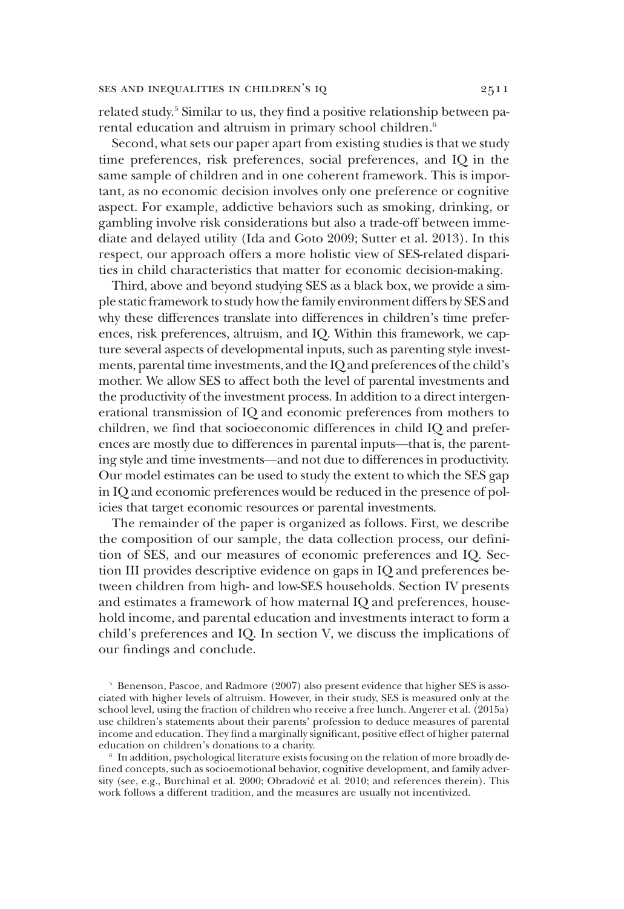related study.[5] Similar to us, they find a positive relationship between parental education and altruism in primary school children.[6]

Second, what sets our paper apart from existing studies is that we study time preferences, risk preferences, social preferences, and IQ in the same sample of children and in one coherent framework. This is important, as no economic decision involves only one preference or cognitive aspect. For example, addictive behaviors such as smoking, drinking, or gambling involve risk considerations but also a trade-off between immediate and delayed utility (Ida and Goto 2009; Sutter et al. 2013). In this respect, our approach offers a more holistic view of SES-related disparities in child characteristics that matter for economic decision-making.

Third, above and beyond studying SES as a black box, we provide a simple static framework to study how the family environment differs by SES and why these differences translate into differences in children's time preferences, risk preferences, altruism, and IQ. Within this framework, we capture several aspects of developmental inputs, such as parenting style investments, parental time investments, and the IQ and preferences of the child's mother. We allow SES to affect both the level of parental investments and the productivity of the investment process. In addition to a direct intergenerational transmission of IQ and economic preferences from mothers to children, we find that socioeconomic differences in child IQ and preferences are mostly due to differences in parental inputs—that is, the parenting style and time investments—and not due to differences in productivity. Our model estimates can be used to study the extent to which the SES gap in IQ and economic preferences would be reduced in the presence of policies that target economic resources or parental investments.

The remainder of the paper is organized as follows. First, we describe the composition of our sample, the data collection process, our definition of SES, and our measures of economic preferences and IQ. Section III provides descriptive evidence on gaps in IQ and preferences between children from high- and low-SES households. Section IV presents and estimates a framework of how maternal IQ and preferences, household income, and parental education and investments interact to form a child's preferences and IQ. In section V, we discuss the implications of our findings and conclude.

[5] Benenson, Pascoe, and Radmore (2007) also present evidence that higher SES is associated with higher levels of altruism. However, in their study, SES is measured only at the school level, using the fraction of children who receive a free lunch. Angerer et al. (2015a) use children's statements about their parents' profession to deduce measures of parental income and education. They find a marginally significant, positive effect of higher paternal education on children's donations to a charity.

[6] In addition, psychological literature exists focusing on the relation of more broadly defined concepts, such as socioemotional behavior, cognitive development, and family adversity (see, e.g., Burchinal et al. 2000; Obradović et al. 2010; and references therein). This work follows a different tradition, and the measures are usually not incentivized.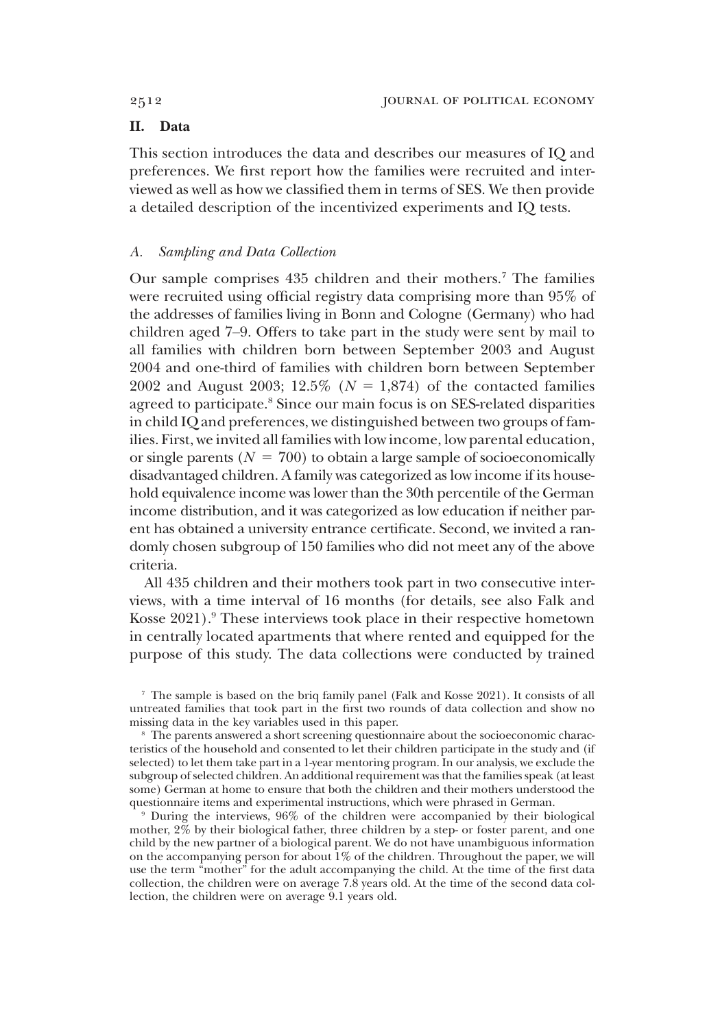## II. Data

This section introduces the data and describes our measures of IQ and preferences. We first report how the families were recruited and interviewed as well as how we classified them in terms of SES. We then provide a detailed description of the incentivized experiments and IQ tests.

### A. Sampling and Data Collection

Our sample comprises 435 children and their mothers.[7] The families were recruited using official registry data comprising more than 95% of the addresses of families living in Bonn and Cologne (Germany) who had children aged 7–9. Offers to take part in the study were sent by mail to all families with children born between September 2003 and August 2004 and one-third of families with children born between September 2002 and August 2003; 12.5% ($N = 1{,}874$) of the contacted families agreed to participate.[8] Since our main focus is on SES-related disparities in child IQ and preferences, we distinguished between two groups of families. First, we invited all families with low income, low parental education, or single parents ($N = 700$) to obtain a large sample of socioeconomically disadvantaged children. A family was categorized as low income if its household equivalence income was lower than the 30th percentile of the German income distribution, and it was categorized as low education if neither parent has obtained a university entrance certificate. Second, we invited a randomly chosen subgroup of 150 families who did not meet any of the above criteria.

All 435 children and their mothers took part in two consecutive interviews, with a time interval of 16 months (for details, see also Falk and Kosse 2021).[9] These interviews took place in their respective hometown in centrally located apartments that where rented and equipped for the purpose of this study. The data collections were conducted by trained

[7] The sample is based on the briq family panel (Falk and Kosse 2021). It consists of all untreated families that took part in the first two rounds of data collection and show no missing data in the key variables used in this paper.

[8] The parents answered a short screening questionnaire about the socioeconomic characteristics of the household and consented to let their children participate in the study and (if selected) to let them take part in a 1-year mentoring program. In our analysis, we exclude the subgroup of selected children. An additional requirement was that the families speak (at least some) German at home to ensure that both the children and their mothers understood the questionnaire items and experimental instructions, which were phrased in German.

[9] During the interviews, 96% of the children were accompanied by their biological mother, 2% by their biological father, three children by a step- or foster parent, and one child by the new partner of a biological parent. We do not have unambiguous information on the accompanying person for about 1% of the children. Throughout the paper, we will use the term "mother" for the adult accompanying the child. At the time of the first data collection, the children were on average 7.8 years old. At the time of the second data collection, the children were on average 9.1 years old.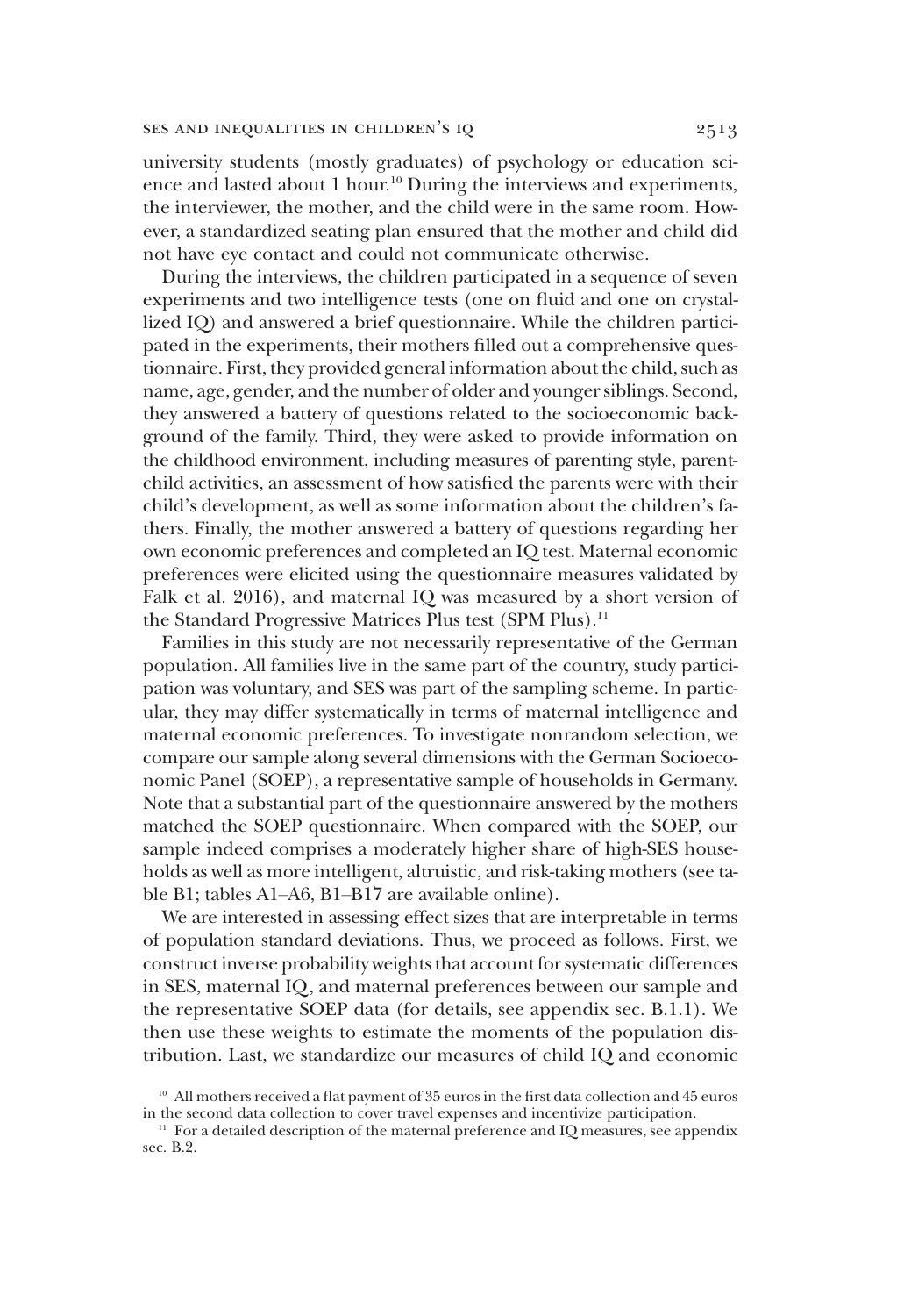university students (mostly graduates) of psychology or education science and lasted about 1 hour.[10] During the interviews and experiments, the interviewer, the mother, and the child were in the same room. However, a standardized seating plan ensured that the mother and child did not have eye contact and could not communicate otherwise.

During the interviews, the children participated in a sequence of seven experiments and two intelligence tests (one on fluid and one on crystallized IQ) and answered a brief questionnaire. While the children participated in the experiments, their mothers filled out a comprehensive questionnaire. First, they provided general information about the child, such as name, age, gender, and the number of older and younger siblings. Second, they answered a battery of questions related to the socioeconomic background of the family. Third, they were asked to provide information on the childhood environment, including measures of parenting style, parent-child activities, an assessment of how satisfied the parents were with their child's development, as well as some information about the children's fathers. Finally, the mother answered a battery of questions regarding her own economic preferences and completed an IQ test. Maternal economic preferences were elicited using the questionnaire measures validated by Falk et al. 2016), and maternal IQ was measured by a short version of the Standard Progressive Matrices Plus test (SPM Plus).[11]

Families in this study are not necessarily representative of the German population. All families live in the same part of the country, study participation was voluntary, and SES was part of the sampling scheme. In particular, they may differ systematically in terms of maternal intelligence and maternal economic preferences. To investigate nonrandom selection, we compare our sample along several dimensions with the German Socioeconomic Panel (SOEP), a representative sample of households in Germany. Note that a substantial part of the questionnaire answered by the mothers matched the SOEP questionnaire. When compared with the SOEP, our sample indeed comprises a moderately higher share of high-SES households as well as more intelligent, altruistic, and risk-taking mothers (see table B1; tables A1–A6, B1–B17 are available online).

We are interested in assessing effect sizes that are interpretable in terms of population standard deviations. Thus, we proceed as follows. First, we construct inverse probability weights that account for systematic differences in SES, maternal IQ, and maternal preferences between our sample and the representative SOEP data (for details, see appendix sec. B.1.1). We then use these weights to estimate the moments of the population distribution. Last, we standardize our measures of child IQ and economic

[10] All mothers received a flat payment of 35 euros in the first data collection and 45 euros in the second data collection to cover travel expenses and incentivize participation.

[11] For a detailed description of the maternal preference and IQ measures, see appendix sec. B.2.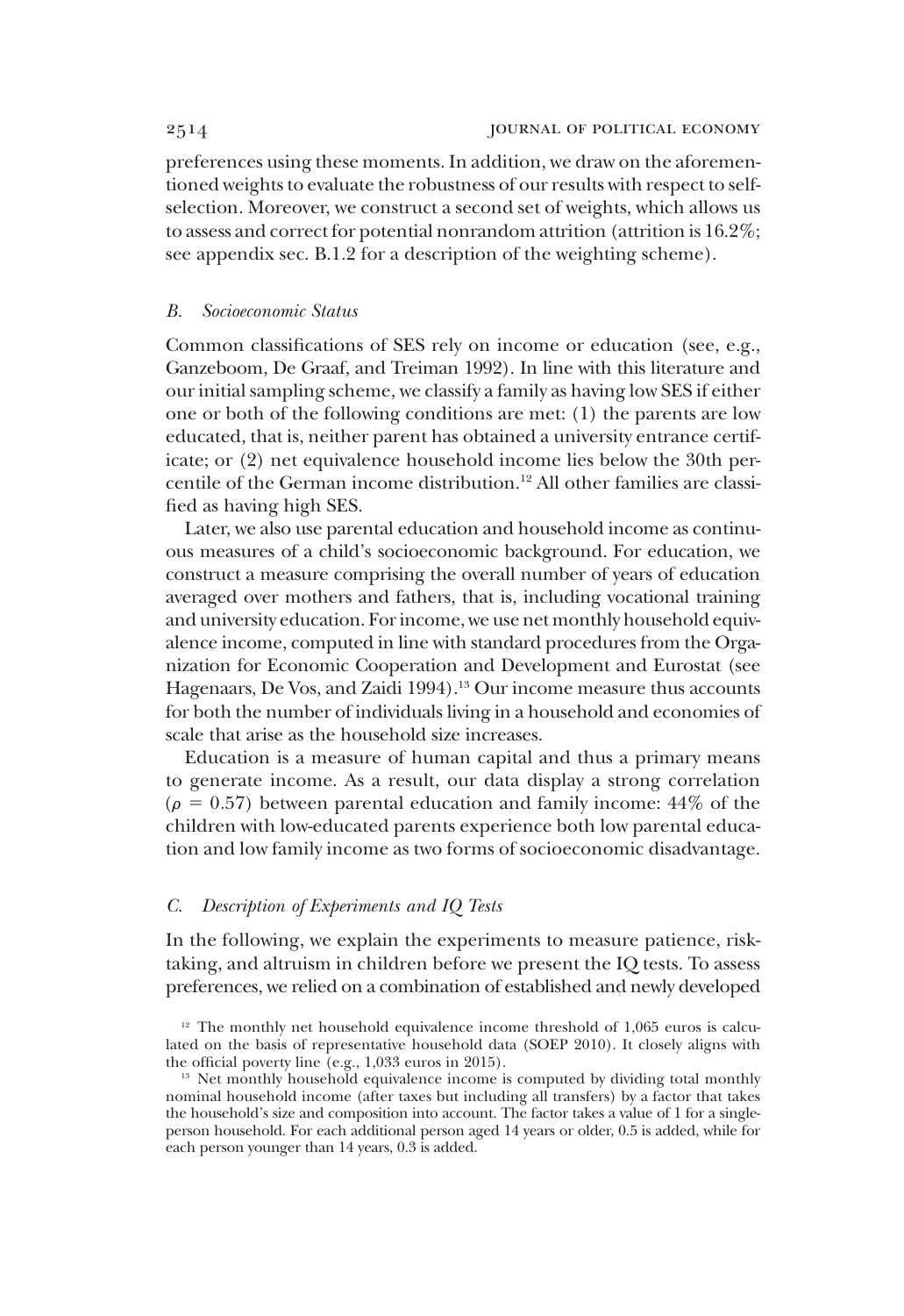preferences using these moments. In addition, we draw on the aforementioned weights to evaluate the robustness of our results with respect to self-selection. Moreover, we construct a second set of weights, which allows us to assess and correct for potential nonrandom attrition (attrition is 16.2%; see appendix sec. B.1.2 for a description of the weighting scheme).

### *B. Socioeconomic Status*

Common classifications of SES rely on income or education (see, e.g., Ganzeboom, De Graaf, and Treiman 1992). In line with this literature and our initial sampling scheme, we classify a family as having low SES if either one or both of the following conditions are met: (1) the parents are low educated, that is, neither parent has obtained a university entrance certificate; or (2) net equivalence household income lies below the 30th percentile of the German income distribution.[12] All other families are classified as having high SES.

Later, we also use parental education and household income as continuous measures of a child's socioeconomic background. For education, we construct a measure comprising the overall number of years of education averaged over mothers and fathers, that is, including vocational training and university education. For income, we use net monthly household equivalence income, computed in line with standard procedures from the Organization for Economic Cooperation and Development and Eurostat (see Hagenaars, De Vos, and Zaidi 1994).[13] Our income measure thus accounts for both the number of individuals living in a household and economies of scale that arise as the household size increases.

Education is a measure of human capital and thus a primary means to generate income. As a result, our data display a strong correlation ($\rho = 0.57$) between parental education and family income: 44% of the children with low-educated parents experience both low parental education and low family income as two forms of socioeconomic disadvantage.

### *C. Description of Experiments and IQ Tests*

In the following, we explain the experiments to measure patience, risk-taking, and altruism in children before we present the IQ tests. To assess preferences, we relied on a combination of established and newly developed

[12] The monthly net household equivalence income threshold of 1,065 euros is calculated on the basis of representative household data (SOEP 2010). It closely aligns with the official poverty line (e.g., 1,033 euros in 2015).

[13] Net monthly household equivalence income is computed by dividing total monthly nominal household income (after taxes but including all transfers) by a factor that takes the household's size and composition into account. The factor takes a value of 1 for a single-person household. For each additional person aged 14 years or older, 0.5 is added, while for each person younger than 14 years, 0.3 is added.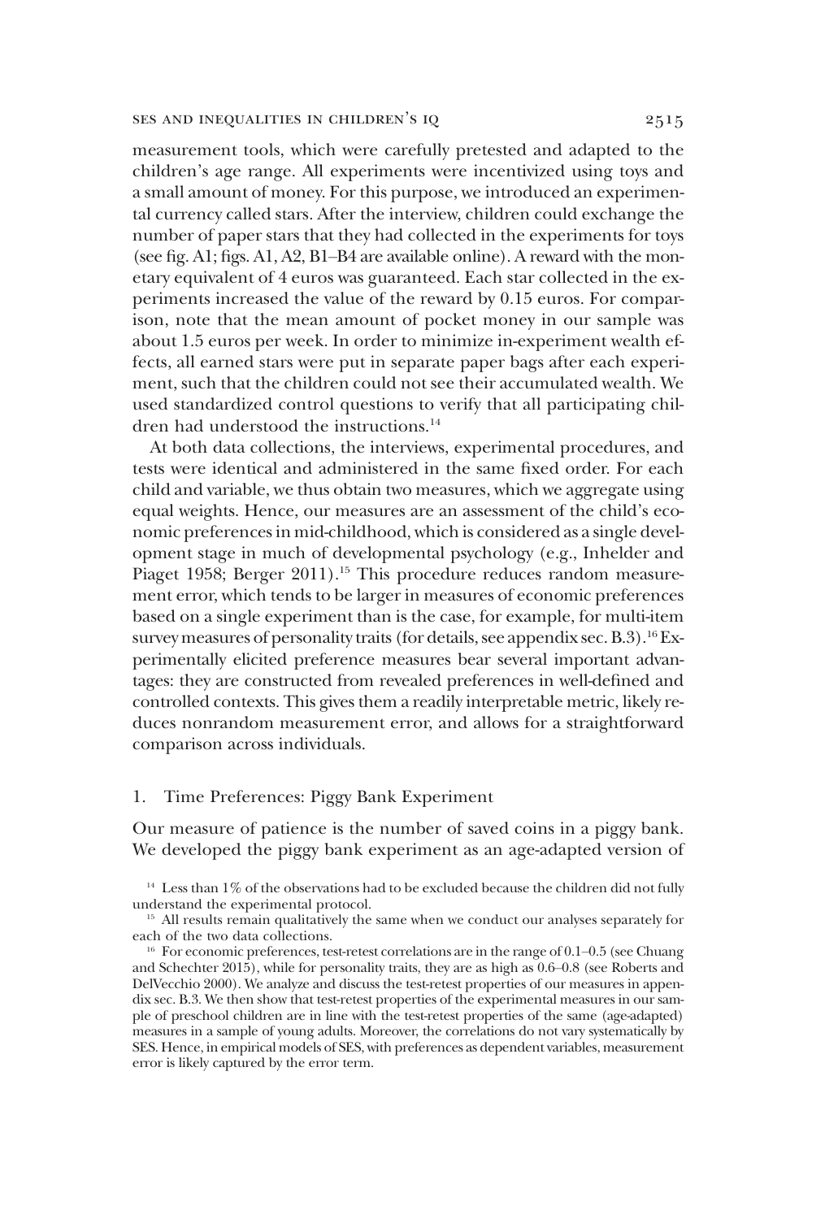measurement tools, which were carefully pretested and adapted to the children's age range. All experiments were incentivized using toys and a small amount of money. For this purpose, we introduced an experimental currency called stars. After the interview, children could exchange the number of paper stars that they had collected in the experiments for toys (see fig. A1; figs. A1, A2, B1–B4 are available online). A reward with the monetary equivalent of 4 euros was guaranteed. Each star collected in the experiments increased the value of the reward by 0.15 euros. For comparison, note that the mean amount of pocket money in our sample was about 1.5 euros per week. In order to minimize in-experiment wealth effects, all earned stars were put in separate paper bags after each experiment, such that the children could not see their accumulated wealth. We used standardized control questions to verify that all participating children had understood the instructions.[14]

At both data collections, the interviews, experimental procedures, and tests were identical and administered in the same fixed order. For each child and variable, we thus obtain two measures, which we aggregate using equal weights. Hence, our measures are an assessment of the child's economic preferences in mid-childhood, which is considered as a single development stage in much of developmental psychology (e.g., Inhelder and Piaget 1958; Berger 2011).[15] This procedure reduces random measurement error, which tends to be larger in measures of economic preferences based on a single experiment than is the case, for example, for multi-item survey measures of personality traits (for details, see appendix sec. B.3).[16] Experimentally elicited preference measures bear several important advantages: they are constructed from revealed preferences in well-defined and controlled contexts. This gives them a readily interpretable metric, likely reduces nonrandom measurement error, and allows for a straightforward comparison across individuals.

### 1. Time Preferences: Piggy Bank Experiment

Our measure of patience is the number of saved coins in a piggy bank. We developed the piggy bank experiment as an age-adapted version of

[14] Less than 1% of the observations had to be excluded because the children did not fully understand the experimental protocol.

[15] All results remain qualitatively the same when we conduct our analyses separately for each of the two data collections.

[16] For economic preferences, test-retest correlations are in the range of 0.1–0.5 (see Chuang and Schechter 2015), while for personality traits, they are as high as 0.6–0.8 (see Roberts and DelVecchio 2000). We analyze and discuss the test-retest properties of our measures in appendix sec. B.3. We then show that test-retest properties of the experimental measures in our sample of preschool children are in line with the test-retest properties of the same (age-adapted) measures in a sample of young adults. Moreover, the correlations do not vary systematically by SES. Hence, in empirical models of SES, with preferences as dependent variables, measurement error is likely captured by the error term.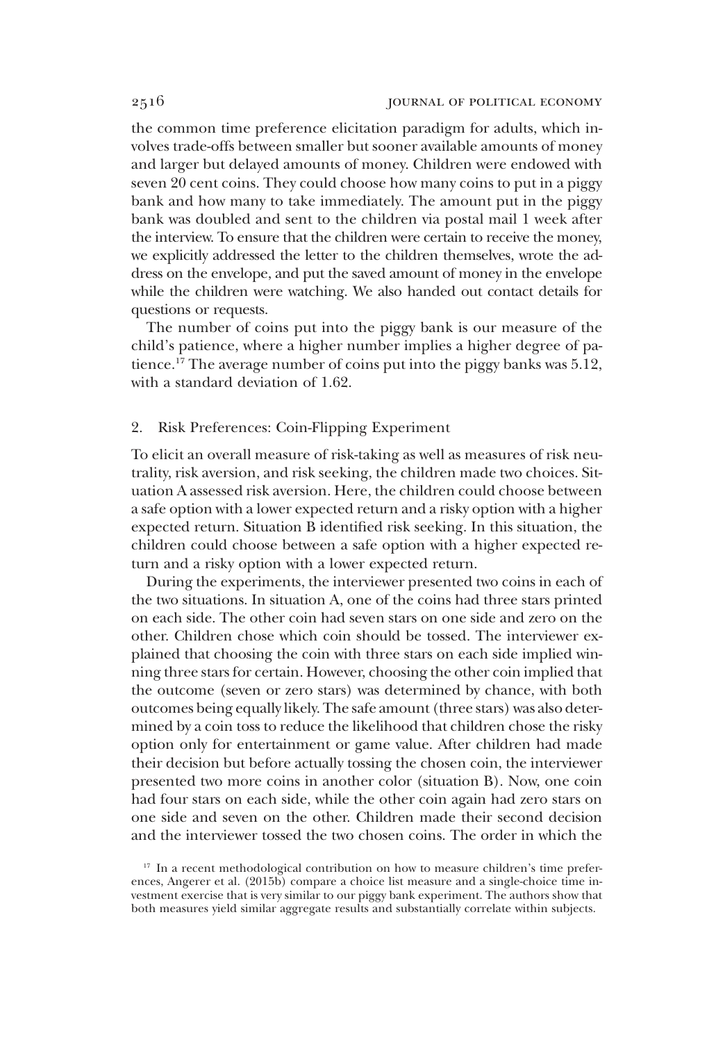the common time preference elicitation paradigm for adults, which involves trade-offs between smaller but sooner available amounts of money and larger but delayed amounts of money. Children were endowed with seven 20 cent coins. They could choose how many coins to put in a piggy bank and how many to take immediately. The amount put in the piggy bank was doubled and sent to the children via postal mail 1 week after the interview. To ensure that the children were certain to receive the money, we explicitly addressed the letter to the children themselves, wrote the address on the envelope, and put the saved amount of money in the envelope while the children were watching. We also handed out contact details for questions or requests.

The number of coins put into the piggy bank is our measure of the child's patience, where a higher number implies a higher degree of patience.[17] The average number of coins put into the piggy banks was 5.12, with a standard deviation of 1.62.

### 2. Risk Preferences: Coin-Flipping Experiment

To elicit an overall measure of risk-taking as well as measures of risk neutrality, risk aversion, and risk seeking, the children made two choices. Situation A assessed risk aversion. Here, the children could choose between a safe option with a lower expected return and a risky option with a higher expected return. Situation B identified risk seeking. In this situation, the children could choose between a safe option with a higher expected return and a risky option with a lower expected return.

During the experiments, the interviewer presented two coins in each of the two situations. In situation A, one of the coins had three stars printed on each side. The other coin had seven stars on one side and zero on the other. Children chose which coin should be tossed. The interviewer explained that choosing the coin with three stars on each side implied winning three stars for certain. However, choosing the other coin implied that the outcome (seven or zero stars) was determined by chance, with both outcomes being equally likely. The safe amount (three stars) was also determined by a coin toss to reduce the likelihood that children chose the risky option only for entertainment or game value. After children had made their decision but before actually tossing the chosen coin, the interviewer presented two more coins in another color (situation B). Now, one coin had four stars on each side, while the other coin again had zero stars on one side and seven on the other. Children made their second decision and the interviewer tossed the two chosen coins. The order in which the

[17] In a recent methodological contribution on how to measure children's time preferences, Angerer et al. (2015b) compare a choice list measure and a single-choice time investment exercise that is very similar to our piggy bank experiment. The authors show that both measures yield similar aggregate results and substantially correlate within subjects.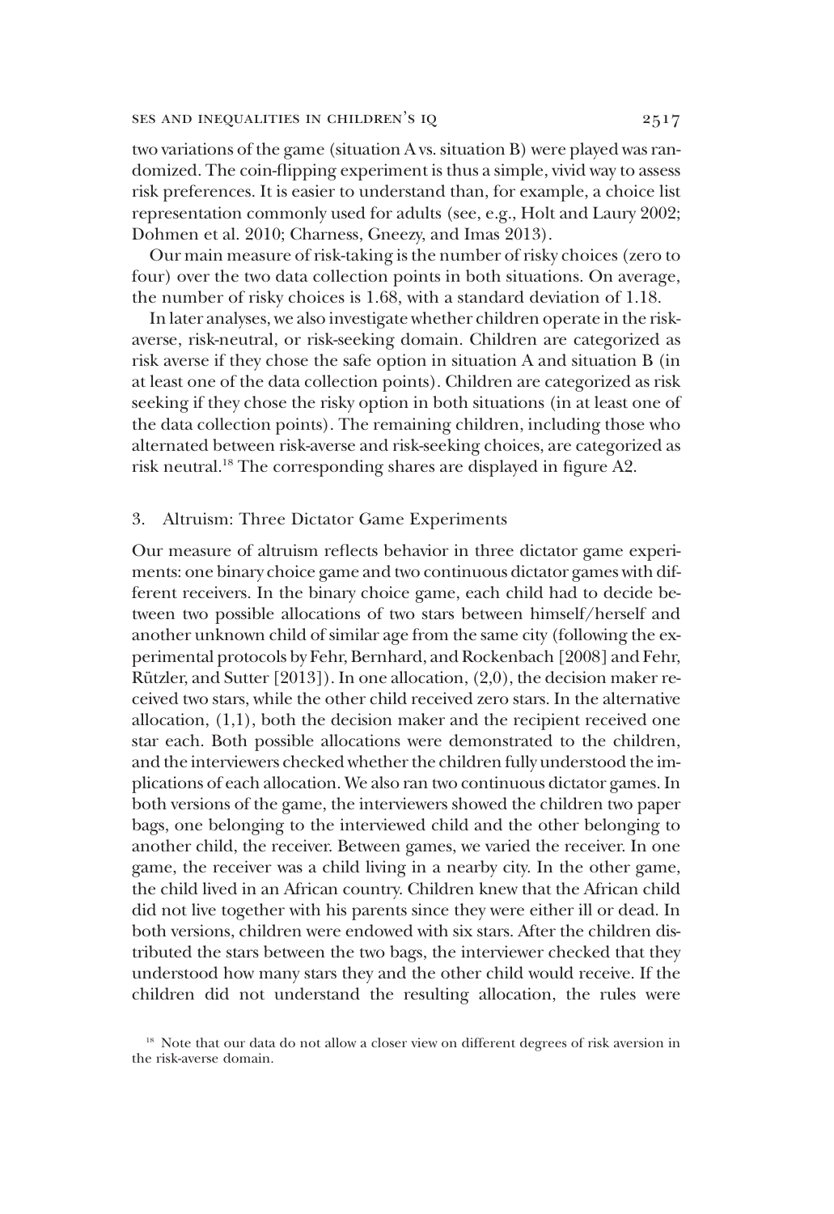two variations of the game (situation A vs. situation B) were played was randomized. The coin-flipping experiment is thus a simple, vivid way to assess risk preferences. It is easier to understand than, for example, a choice list representation commonly used for adults (see, e.g., Holt and Laury 2002; Dohmen et al. 2010; Charness, Gneezy, and Imas 2013).

Our main measure of risk-taking is the number of risky choices (zero to four) over the two data collection points in both situations. On average, the number of risky choices is 1.68, with a standard deviation of 1.18.

In later analyses, we also investigate whether children operate in the risk-averse, risk-neutral, or risk-seeking domain. Children are categorized as risk averse if they chose the safe option in situation A and situation B (in at least one of the data collection points). Children are categorized as risk seeking if they chose the risky option in both situations (in at least one of the data collection points). The remaining children, including those who alternated between risk-averse and risk-seeking choices, are categorized as risk neutral.[18] The corresponding shares are displayed in figure A2.

### 3. Altruism: Three Dictator Game Experiments

Our measure of altruism reflects behavior in three dictator game experiments: one binary choice game and two continuous dictator games with different receivers. In the binary choice game, each child had to decide between two possible allocations of two stars between himself/herself and another unknown child of similar age from the same city (following the experimental protocols by Fehr, Bernhard, and Rockenbach [2008] and Fehr, Rützler, and Sutter [2013]). In one allocation, (2,0), the decision maker received two stars, while the other child received zero stars. In the alternative allocation, (1,1), both the decision maker and the recipient received one star each. Both possible allocations were demonstrated to the children, and the interviewers checked whether the children fully understood the implications of each allocation. We also ran two continuous dictator games. In both versions of the game, the interviewers showed the children two paper bags, one belonging to the interviewed child and the other belonging to another child, the receiver. Between games, we varied the receiver. In one game, the receiver was a child living in a nearby city. In the other game, the child lived in an African country. Children knew that the African child did not live together with his parents since they were either ill or dead. In both versions, children were endowed with six stars. After the children distributed the stars between the two bags, the interviewer checked that they understood how many stars they and the other child would receive. If the children did not understand the resulting allocation, the rules were

[18] Note that our data do not allow a closer view on different degrees of risk aversion in the risk-averse domain.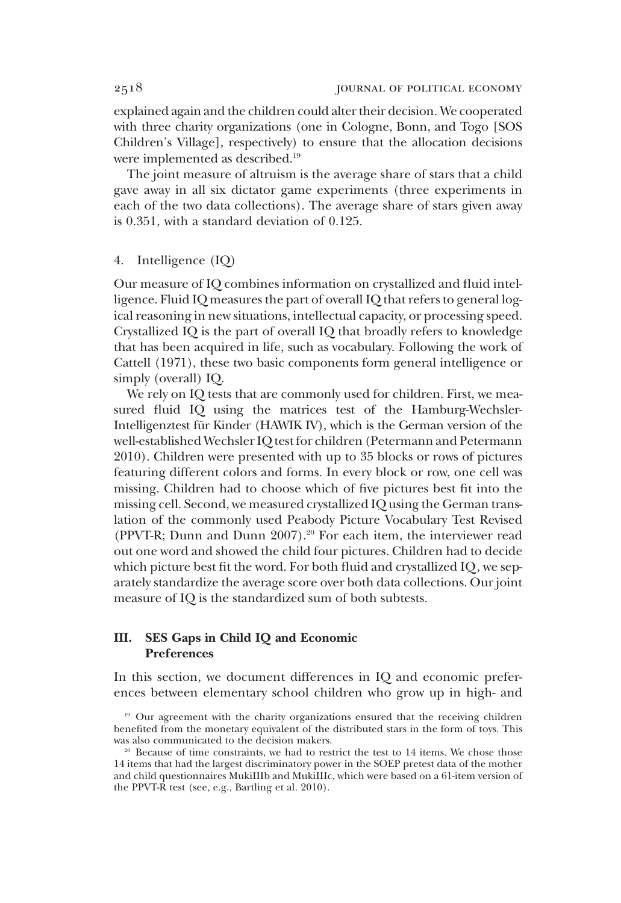explained again and the children could alter their decision. We cooperated with three charity organizations (one in Cologne, Bonn, and Togo [SOS Children's Village], respectively) to ensure that the allocation decisions were implemented as described.[19]

The joint measure of altruism is the average share of stars that a child gave away in all six dictator game experiments (three experiments in each of the two data collections). The average share of stars given away is 0.351, with a standard deviation of 0.125.

### 4. Intelligence (IQ)

Our measure of IQ combines information on crystallized and fluid intelligence. Fluid IQ measures the part of overall IQ that refers to general logical reasoning in new situations, intellectual capacity, or processing speed. Crystallized IQ is the part of overall IQ that broadly refers to knowledge that has been acquired in life, such as vocabulary. Following the work of Cattell (1971), these two basic components form general intelligence or simply (overall) IQ.

We rely on IQ tests that are commonly used for children. First, we measured fluid IQ using the matrices test of the Hamburg-Wechsler-Intelligenztest für Kinder (HAWIK IV), which is the German version of the well-established Wechsler IQ test for children (Petermann and Petermann 2010). Children were presented with up to 35 blocks or rows of pictures featuring different colors and forms. In every block or row, one cell was missing. Children had to choose which of five pictures best fit into the missing cell. Second, we measured crystallized IQ using the German translation of the commonly used Peabody Picture Vocabulary Test Revised (PPVT-R; Dunn and Dunn 2007).[20] For each item, the interviewer read out one word and showed the child four pictures. Children had to decide which picture best fit the word. For both fluid and crystallized IQ, we separately standardize the average score over both data collections. Our joint measure of IQ is the standardized sum of both subtests.

## III. SES Gaps in Child IQ and Economic Preferences

In this section, we document differences in IQ and economic preferences between elementary school children who grow up in high- and

[19] Our agreement with the charity organizations ensured that the receiving children benefited from the monetary equivalent of the distributed stars in the form of toys. This was also communicated to the decision makers.

[20] Because of time constraints, we had to restrict the test to 14 items. We chose those 14 items that had the largest discriminatory power in the SOEP pretest data of the mother and child questionnaires MukiIIIb and MukiIIIc, which were based on a 61-item version of the PPVT-R test (see, e.g., Bartling et al. 2010).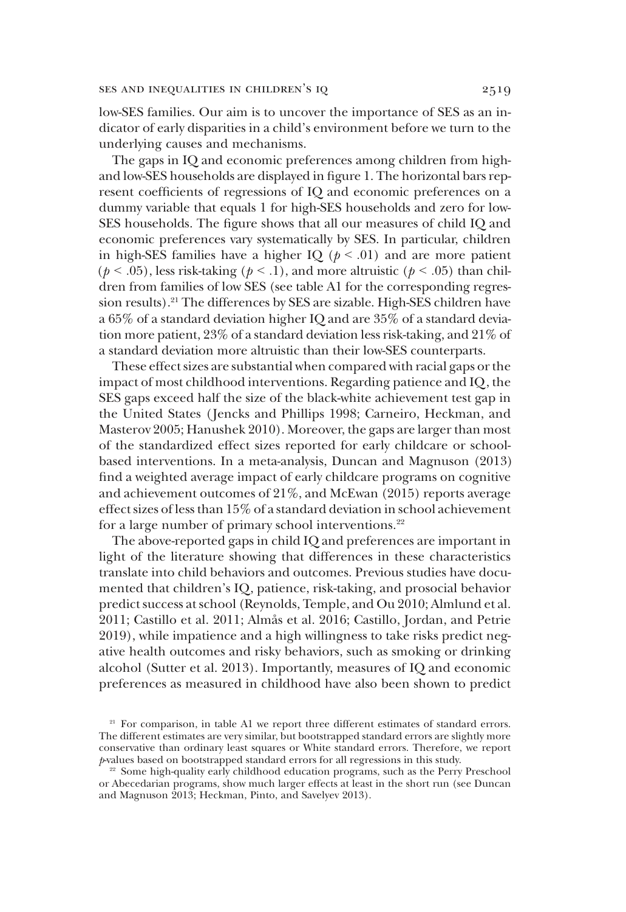low-SES families. Our aim is to uncover the importance of SES as an indicator of early disparities in a child's environment before we turn to the underlying causes and mechanisms.

The gaps in IQ and economic preferences among children from high- and low-SES households are displayed in figure 1. The horizontal bars represent coefficients of regressions of IQ and economic preferences on a dummy variable that equals 1 for high-SES households and zero for low-SES households. The figure shows that all our measures of child IQ and economic preferences vary systematically by SES. In particular, children in high-SES families have a higher IQ ($p < .01$) and are more patient ($p < .05$), less risk-taking ($p < .1$), and more altruistic ($p < .05$) than children from families of low SES (see table A1 for the corresponding regression results).[21] The differences by SES are sizable. High-SES children have a 65% of a standard deviation higher IQ and are 35% of a standard deviation more patient, 23% of a standard deviation less risk-taking, and 21% of a standard deviation more altruistic than their low-SES counterparts.

These effect sizes are substantial when compared with racial gaps or the impact of most childhood interventions. Regarding patience and IQ, the SES gaps exceed half the size of the black-white achievement test gap in the United States (Jencks and Phillips 1998; Carneiro, Heckman, and Masterov 2005; Hanushek 2010). Moreover, the gaps are larger than most of the standardized effect sizes reported for early childcare or school-based interventions. In a meta-analysis, Duncan and Magnuson (2013) find a weighted average impact of early childcare programs on cognitive and achievement outcomes of 21%, and McEwan (2015) reports average effect sizes of less than 15% of a standard deviation in school achievement for a large number of primary school interventions.[22]

The above-reported gaps in child IQ and preferences are important in light of the literature showing that differences in these characteristics translate into child behaviors and outcomes. Previous studies have documented that children's IQ, patience, risk-taking, and prosocial behavior predict success at school (Reynolds, Temple, and Ou 2010; Almlund et al. 2011; Castillo et al. 2011; Almås et al. 2016; Castillo, Jordan, and Petrie 2019), while impatience and a high willingness to take risks predict negative health outcomes and risky behaviors, such as smoking or drinking alcohol (Sutter et al. 2013). Importantly, measures of IQ and economic preferences as measured in childhood have also been shown to predict

[21] For comparison, in table A1 we report three different estimates of standard errors. The different estimates are very similar, but bootstrapped standard errors are slightly more conservative than ordinary least squares or White standard errors. Therefore, we report $p$-values based on bootstrapped standard errors for all regressions in this study.

[22] Some high-quality early childhood education programs, such as the Perry Preschool or Abecedarian programs, show much larger effects at least in the short run (see Duncan and Magnuson 2013; Heckman, Pinto, and Savelyev 2013).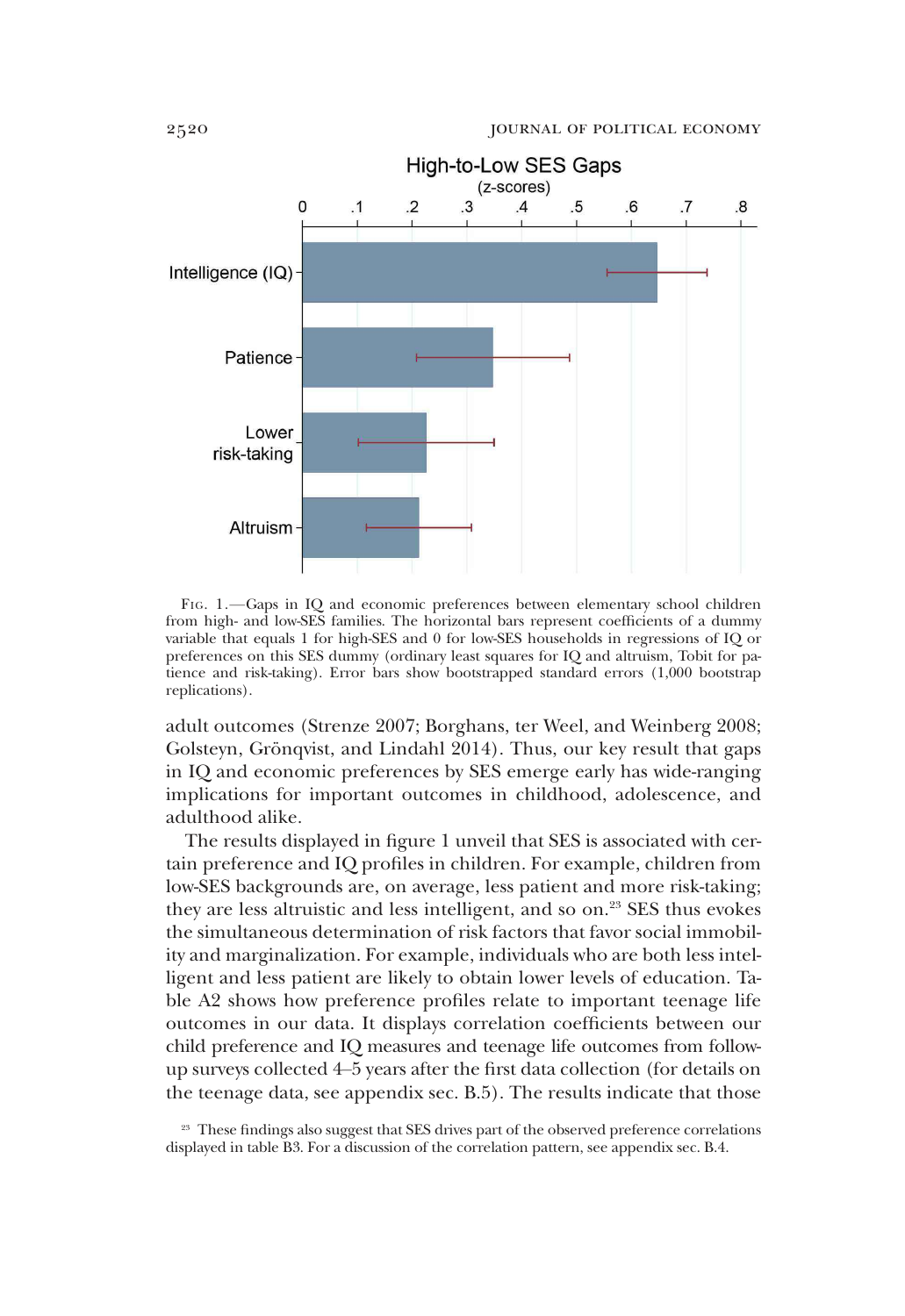Fig. 1.—Gaps in IQ and economic preferences between elementary school children from high- and low-SES families. The horizontal bars represent coefficients of a dummy variable that equals 1 for high-SES and 0 for low-SES households in regressions of IQ or preferences on this SES dummy (ordinary least squares for IQ and altruism, Tobit for patience and risk-taking). Error bars show bootstrapped standard errors (1,000 bootstrap replications).

adult outcomes (Strenze 2007; Borghans, ter Weel, and Weinberg 2008; Golsteyn, Grönqvist, and Lindahl 2014). Thus, our key result that gaps in IQ and economic preferences by SES emerge early has wide-ranging implications for important outcomes in childhood, adolescence, and adulthood alike.

The results displayed in figure 1 unveil that SES is associated with certain preference and IQ profiles in children. For example, children from low-SES backgrounds are, on average, less patient and more risk-taking; they are less altruistic and less intelligent, and so on.[23] SES thus evokes the simultaneous determination of risk factors that favor social immobility and marginalization. For example, individuals who are both less intelligent and less patient are likely to obtain lower levels of education. Table A2 shows how preference profiles relate to important teenage life outcomes in our data. It displays correlation coefficients between our child preference and IQ measures and teenage life outcomes from follow-up surveys collected 4–5 years after the first data collection (for details on the teenage data, see appendix sec. B.5). The results indicate that those

[23] These findings also suggest that SES drives part of the observed preference correlations displayed in table B3. For a discussion of the correlation pattern, see appendix sec. B.4.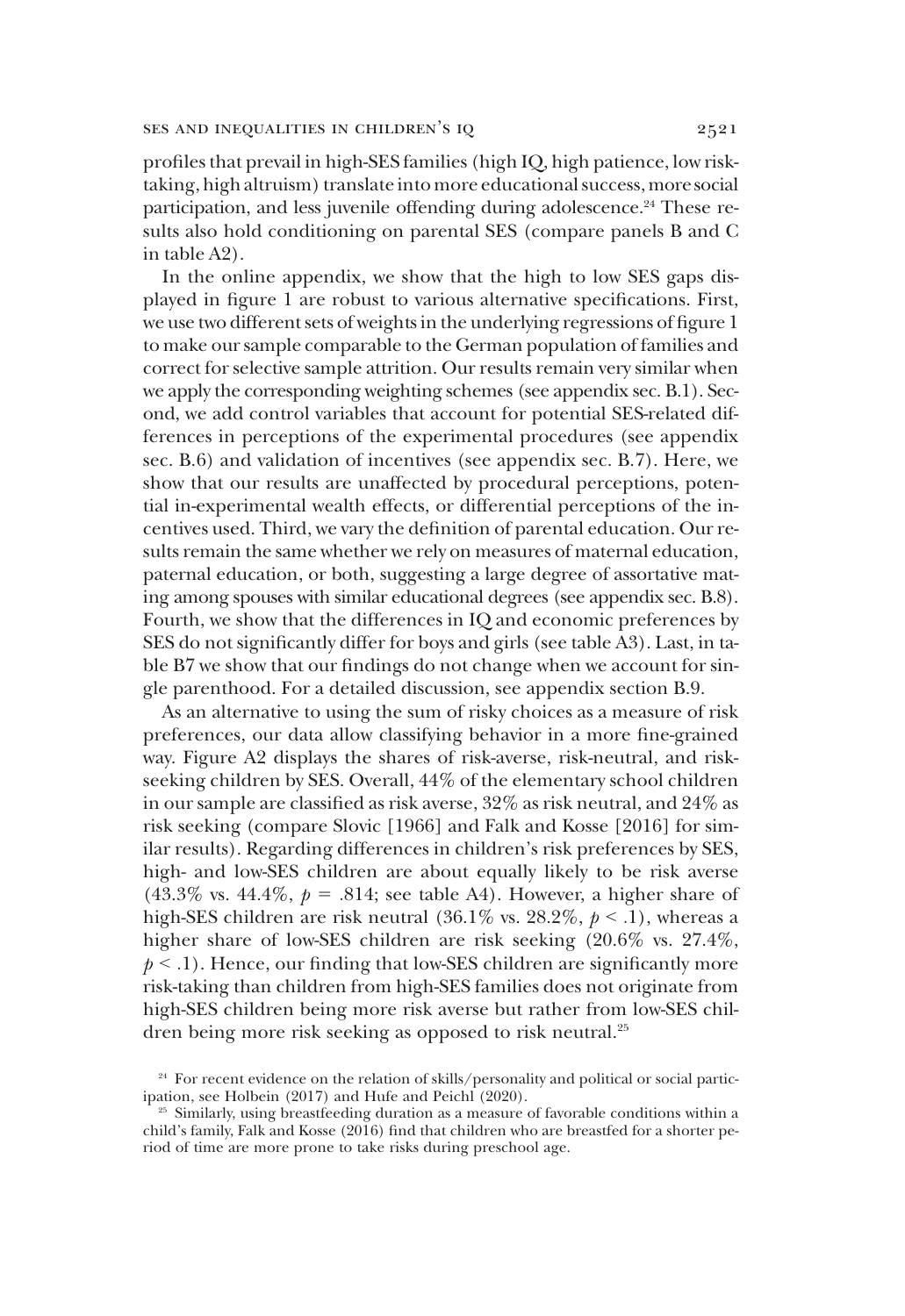profiles that prevail in high-SES families (high IQ, high patience, low risk-taking, high altruism) translate into more educational success, more social participation, and less juvenile offending during adolescence.[24] These results also hold conditioning on parental SES (compare panels B and C in table A2).

In the online appendix, we show that the high to low SES gaps displayed in figure 1 are robust to various alternative specifications. First, we use two different sets of weights in the underlying regressions of figure 1 to make our sample comparable to the German population of families and correct for selective sample attrition. Our results remain very similar when we apply the corresponding weighting schemes (see appendix sec. B.1). Second, we add control variables that account for potential SES-related differences in perceptions of the experimental procedures (see appendix sec. B.6) and validation of incentives (see appendix sec. B.7). Here, we show that our results are unaffected by procedural perceptions, potential in-experimental wealth effects, or differential perceptions of the incentives used. Third, we vary the definition of parental education. Our results remain the same whether we rely on measures of maternal education, paternal education, or both, suggesting a large degree of assortative mating among spouses with similar educational degrees (see appendix sec. B.8). Fourth, we show that the differences in IQ and economic preferences by SES do not significantly differ for boys and girls (see table A3). Last, in table B7 we show that our findings do not change when we account for single parenthood. For a detailed discussion, see appendix section B.9.

As an alternative to using the sum of risky choices as a measure of risk preferences, our data allow classifying behavior in a more fine-grained way. Figure A2 displays the shares of risk-averse, risk-neutral, and risk-seeking children by SES. Overall, 44% of the elementary school children in our sample are classified as risk averse, 32% as risk neutral, and 24% as risk seeking (compare Slovic [1966] and Falk and Kosse [2016] for similar results). Regarding differences in children's risk preferences by SES, high- and low-SES children are about equally likely to be risk averse (43.3% vs. 44.4%, $p = .814$; see table A4). However, a higher share of high-SES children are risk neutral (36.1% vs. 28.2%, $p < .1$), whereas a higher share of low-SES children are risk seeking (20.6% vs. 27.4%, $p < .1$). Hence, our finding that low-SES children are significantly more risk-taking than children from high-SES families does not originate from high-SES children being more risk averse but rather from low-SES children being more risk seeking as opposed to risk neutral.[25]

[24] For recent evidence on the relation of skills/personality and political or social participation, see Holbein (2017) and Hufe and Peichl (2020).

[25] Similarly, using breastfeeding duration as a measure of favorable conditions within a child's family, Falk and Kosse (2016) find that children who are breastfed for a shorter period of time are more prone to take risks during preschool age.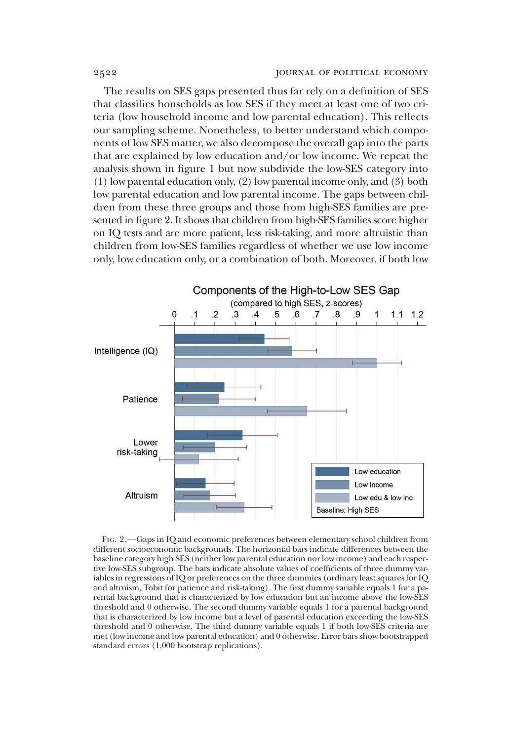The results on SES gaps presented thus far rely on a definition of SES that classifies households as low SES if they meet at least one of two criteria (low household income and low parental education). This reflects our sampling scheme. Nonetheless, to better understand which components of low SES matter, we also decompose the overall gap into the parts that are explained by low education and/or low income. We repeat the analysis shown in figure 1 but now subdivide the low-SES category into (1) low parental education only, (2) low parental income only, and (3) both low parental education and low parental income. The gaps between children from these three groups and those from high-SES families are presented in figure 2. It shows that children from high-SES families score higher on IQ tests and are more patient, less risk-taking, and more altruistic than children from low-SES families regardless of whether we use low income only, low education only, or a combination of both. Moreover, if both low

FIG. 2.—Gaps in IQ and economic preferences between elementary school children from different socioeconomic backgrounds. The horizontal bars indicate differences between the baseline category high SES (neither low parental education nor low income) and each respective low-SES subgroup. The bars indicate absolute values of coefficients of three dummy variables in regressions of IQ or preferences on the three dummies (ordinary least squares for IQ and altruism, Tobit for patience and risk-taking). The first dummy variable equals 1 for a parental background that is characterized by low education but an income above the low-SES threshold and 0 otherwise. The second dummy variable equals 1 for a parental background that is characterized by low income but a level of parental education exceeding the low-SES threshold and 0 otherwise. The third dummy variable equals 1 if both low-SES criteria are met (low income and low parental education) and 0 otherwise. Error bars show bootstrapped standard errors (1,000 bootstrap replications).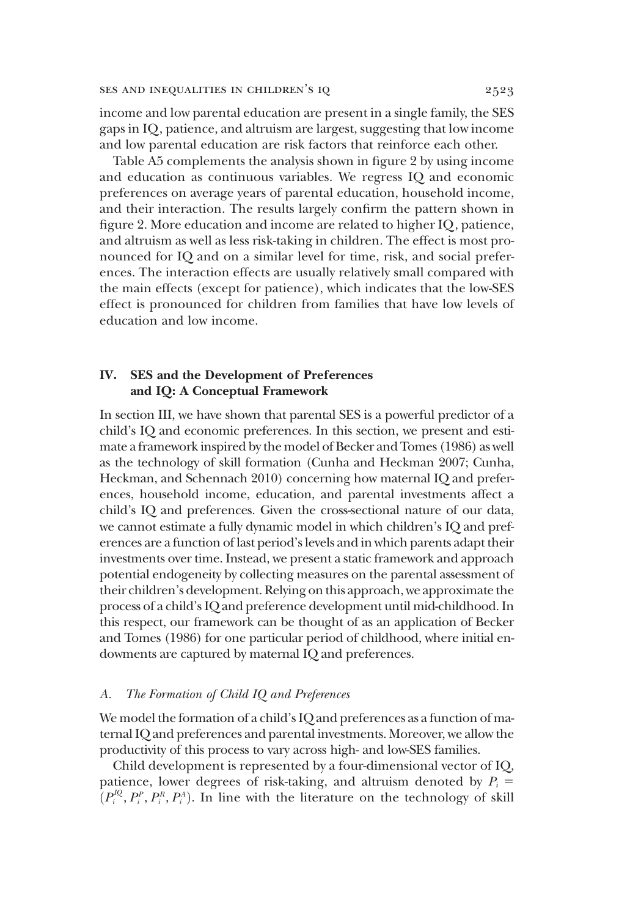income and low parental education are present in a single family, the SES gaps in IQ, patience, and altruism are largest, suggesting that low income and low parental education are risk factors that reinforce each other.

Table A5 complements the analysis shown in figure 2 by using income and education as continuous variables. We regress IQ and economic preferences on average years of parental education, household income, and their interaction. The results largely confirm the pattern shown in figure 2. More education and income are related to higher IQ, patience, and altruism as well as less risk-taking in children. The effect is most pronounced for IQ and on a similar level for time, risk, and social preferences. The interaction effects are usually relatively small compared with the main effects (except for patience), which indicates that the low-SES effect is pronounced for children from families that have low levels of education and low income.

## IV. SES and the Development of Preferences and IQ: A Conceptual Framework

In section III, we have shown that parental SES is a powerful predictor of a child's IQ and economic preferences. In this section, we present and estimate a framework inspired by the model of Becker and Tomes (1986) as well as the technology of skill formation (Cunha and Heckman 2007; Cunha, Heckman, and Schennach 2010) concerning how maternal IQ and preferences, household income, education, and parental investments affect a child's IQ and preferences. Given the cross-sectional nature of our data, we cannot estimate a fully dynamic model in which children's IQ and preferences are a function of last period's levels and in which parents adapt their investments over time. Instead, we present a static framework and approach potential endogeneity by collecting measures on the parental assessment of their children's development. Relying on this approach, we approximate the process of a child's IQ and preference development until mid-childhood. In this respect, our framework can be thought of as an application of Becker and Tomes (1986) for one particular period of childhood, where initial endowments are captured by maternal IQ and preferences.

### A. *The Formation of Child IQ and Preferences*

We model the formation of a child's IQ and preferences as a function of maternal IQ and preferences and parental investments. Moreover, we allow the productivity of this process to vary across high- and low-SES families.

Child development is represented by a four-dimensional vector of IQ, patience, lower degrees of risk-taking, and altruism denoted by $P_i = (P_i^{IQ}, P_i^{P}, P_i^{R}, P_i^{A})$. In line with the literature on the technology of skill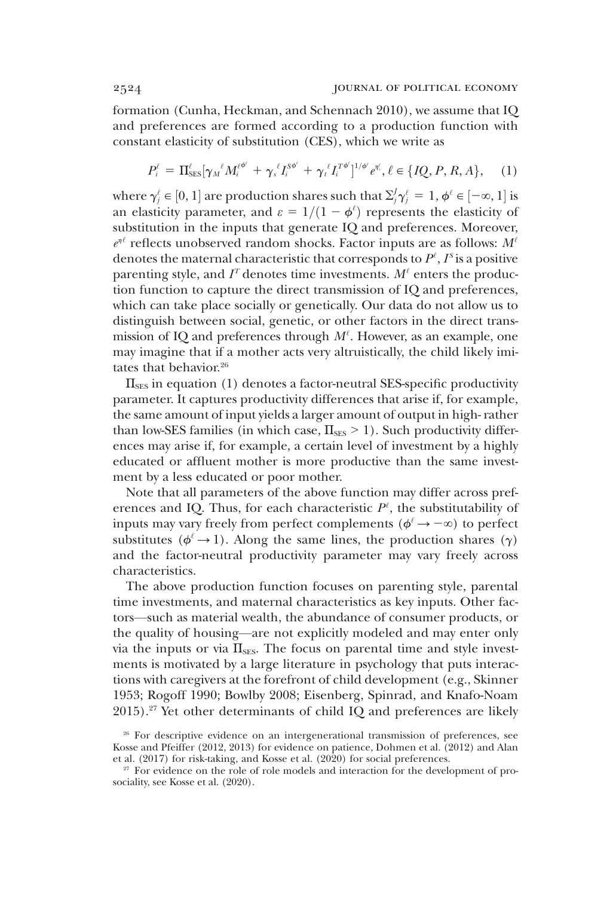formation (Cunha, Heckman, and Schennach 2010), we assume that IQ and preferences are formed according to a production function with constant elasticity of substitution (CES), which we write as

$$P_i^\ell = \Pi_{\text{SES}}^\ell [\gamma_M{}^\ell M_i^{\ell \phi^\ell} + \gamma_s{}^\ell I_i^{S\phi^\ell} + \gamma_t{}^\ell I_i^{T\phi^\ell}]^{1/\phi^\ell} e^{\eta_i^\ell}, \ell \in \{IQ, P, R, A\}, \quad (1)$$

where $\gamma_j^\ell \in [0, 1]$ are production shares such that $\Sigma_j^J \gamma_j^\ell = 1$, $\phi^\ell \in [-\infty, 1]$ is an elasticity parameter, and $\varepsilon = 1/(1 - \phi^\ell)$ represents the elasticity of substitution in the inputs that generate IQ and preferences. Moreover, $e^{\eta^\ell}$ reflects unobserved random shocks. Factor inputs are as follows: $M^\ell$ denotes the maternal characteristic that corresponds to $P^\ell$, $I^S$ is a positive parenting style, and $I^T$ denotes time investments. $M^\ell$ enters the production function to capture the direct transmission of IQ and preferences, which can take place socially or genetically. Our data do not allow us to distinguish between social, genetic, or other factors in the direct transmission of IQ and preferences through $M^\ell$. However, as an example, one may imagine that if a mother acts very altruistically, the child likely imitates that behavior.[26]

$\Pi_{\text{SES}}$ in equation (1) denotes a factor-neutral SES-specific productivity parameter. It captures productivity differences that arise if, for example, the same amount of input yields a larger amount of output in high- rather than low-SES families (in which case, $\Pi_{\text{SES}} > 1$). Such productivity differences may arise if, for example, a certain level of investment by a highly educated or affluent mother is more productive than the same investment by a less educated or poor mother.

Note that all parameters of the above function may differ across preferences and IQ. Thus, for each characteristic $P^\ell$, the substitutability of inputs may vary freely from perfect complements ($\phi^\ell \to -\infty$) to perfect substitutes ($\phi^\ell \to 1$). Along the same lines, the production shares ($\gamma$) and the factor-neutral productivity parameter may vary freely across characteristics.

The above production function focuses on parenting style, parental time investments, and maternal characteristics as key inputs. Other factors—such as material wealth, the abundance of consumer products, or the quality of housing—are not explicitly modeled and may enter only via the inputs or via $\Pi_{\text{SES}}$. The focus on parental time and style investments is motivated by a large literature in psychology that puts interactions with caregivers at the forefront of child development (e.g., Skinner 1953; Rogoff 1990; Bowlby 2008; Eisenberg, Spinrad, and Knafo-Noam 2015).[27] Yet other determinants of child IQ and preferences are likely

[26] For descriptive evidence on an intergenerational transmission of preferences, see Kosse and Pfeiffer (2012, 2013) for evidence on patience, Dohmen et al. (2012) and Alan et al. (2017) for risk-taking, and Kosse et al. (2020) for social preferences.

[27] For evidence on the role of role models and interaction for the development of prosociality, see Kosse et al. (2020).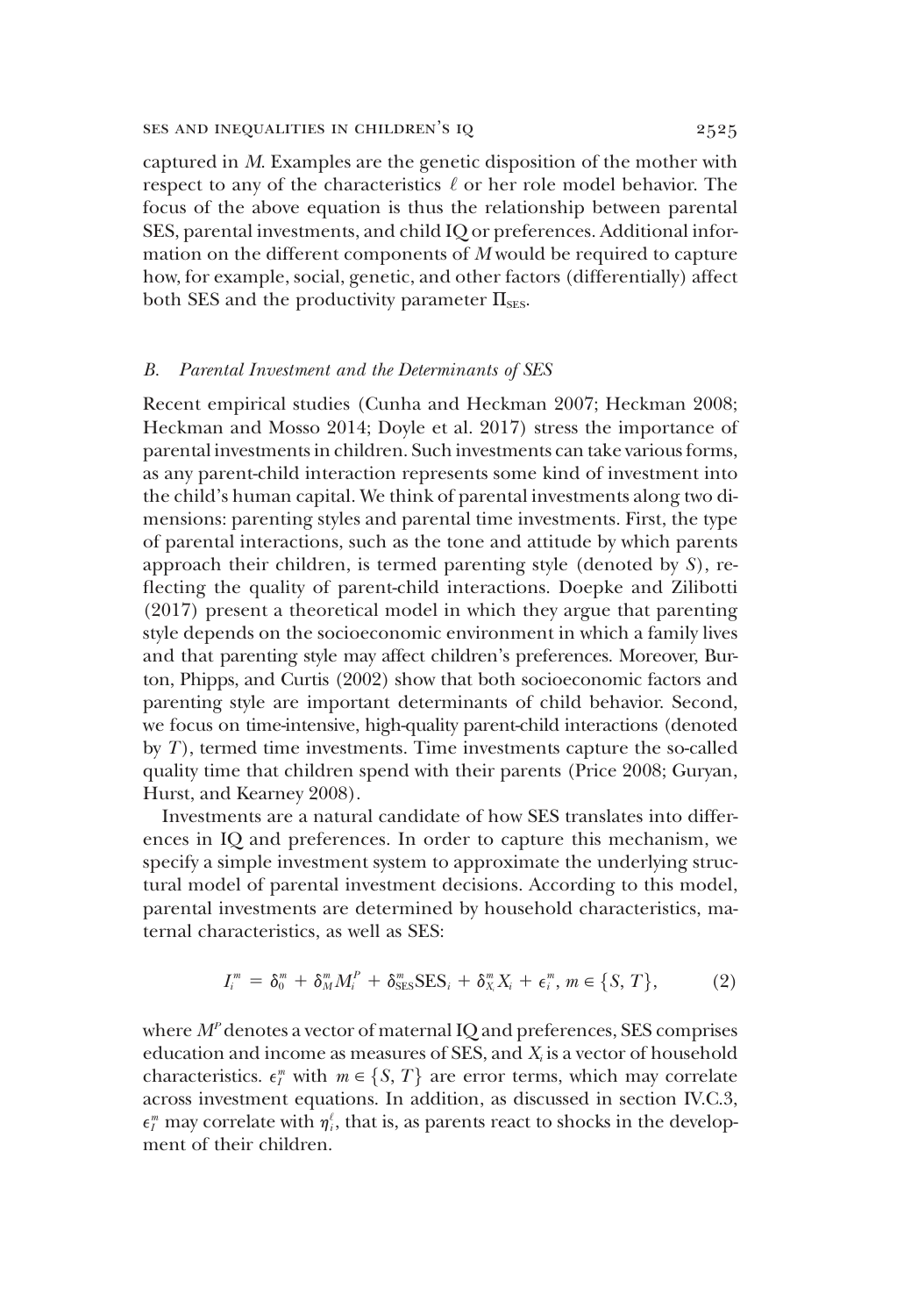captured in $M$. Examples are the genetic disposition of the mother with respect to any of the characteristics $\ell$ or her role model behavior. The focus of the above equation is thus the relationship between parental SES, parental investments, and child IQ or preferences. Additional information on the different components of $M$ would be required to capture how, for example, social, genetic, and other factors (differentially) affect both SES and the productivity parameter $\Pi_{\text{SES}}$.

### *B. Parental Investment and the Determinants of SES*

Recent empirical studies (Cunha and Heckman 2007; Heckman 2008; Heckman and Mosso 2014; Doyle et al. 2017) stress the importance of parental investments in children. Such investments can take various forms, as any parent-child interaction represents some kind of investment into the child's human capital. We think of parental investments along two dimensions: parenting styles and parental time investments. First, the type of parental interactions, such as the tone and attitude by which parents approach their children, is termed parenting style (denoted by $S$), reflecting the quality of parent-child interactions. Doepke and Zilibotti (2017) present a theoretical model in which they argue that parenting style depends on the socioeconomic environment in which a family lives and that parenting style may affect children's preferences. Moreover, Burton, Phipps, and Curtis (2002) show that both socioeconomic factors and parenting style are important determinants of child behavior. Second, we focus on time-intensive, high-quality parent-child interactions (denoted by $T$), termed time investments. Time investments capture the so-called quality time that children spend with their parents (Price 2008; Guryan, Hurst, and Kearney 2008).

Investments are a natural candidate of how SES translates into differences in IQ and preferences. In order to capture this mechanism, we specify a simple investment system to approximate the underlying structural model of parental investment decisions. According to this model, parental investments are determined by household characteristics, maternal characteristics, as well as SES:

$$I_i^m = \delta_0^m + \delta_M^m M_i^P + \delta_{\text{SES}}^m \text{SES}_i + \delta_{X_i}^m X_i + \epsilon_i^m, \; m \in \{S, T\}, \tag{2}$$

where $M^P$ denotes a vector of maternal IQ and preferences, SES comprises education and income as measures of SES, and $X_i$ is a vector of household characteristics. $\epsilon_I^m$ with $m \in \{S, T\}$ are error terms, which may correlate across investment equations. In addition, as discussed in section IV.C.3, $\epsilon_I^m$ may correlate with $\eta_i^\ell$, that is, as parents react to shocks in the development of their children.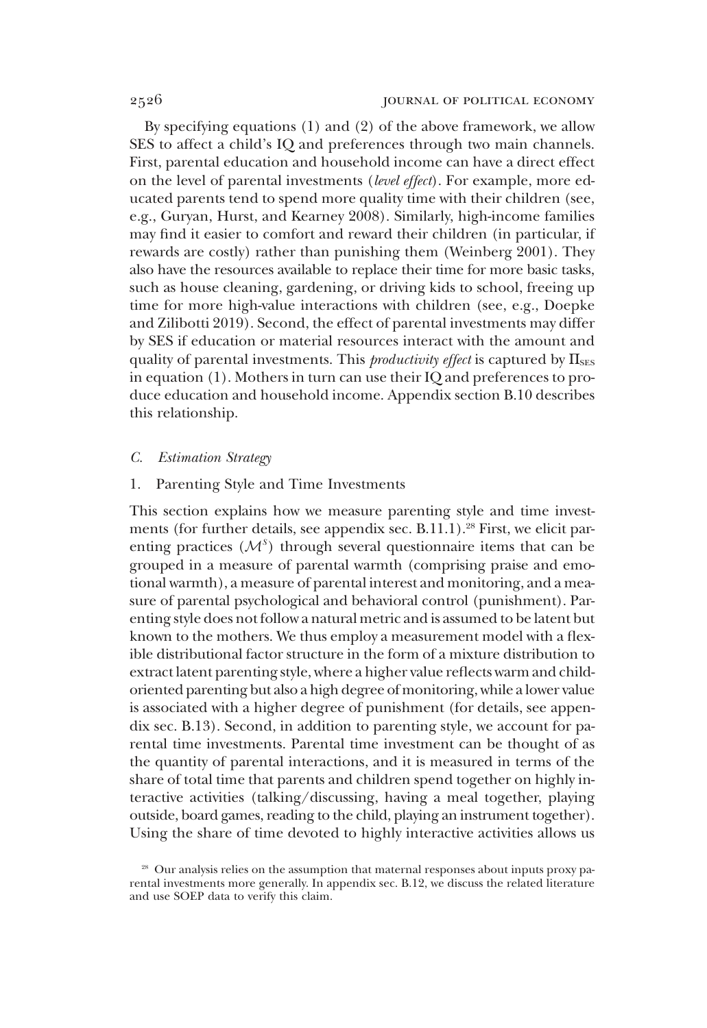By specifying equations (1) and (2) of the above framework, we allow SES to affect a child's IQ and preferences through two main channels. First, parental education and household income can have a direct effect on the level of parental investments (*level effect*). For example, more educated parents tend to spend more quality time with their children (see, e.g., Guryan, Hurst, and Kearney 2008). Similarly, high-income families may find it easier to comfort and reward their children (in particular, if rewards are costly) rather than punishing them (Weinberg 2001). They also have the resources available to replace their time for more basic tasks, such as house cleaning, gardening, or driving kids to school, freeing up time for more high-value interactions with children (see, e.g., Doepke and Zilibotti 2019). Second, the effect of parental investments may differ by SES if education or material resources interact with the amount and quality of parental investments. This *productivity effect* is captured by $\Pi_{\text{SES}}$ in equation (1). Mothers in turn can use their IQ and preferences to produce education and household income. Appendix section B.10 describes this relationship.

### *C. Estimation Strategy*

#### 1. Parenting Style and Time Investments

This section explains how we measure parenting style and time investments (for further details, see appendix sec. B.11.1).[28] First, we elicit parenting practices ($\mathcal{M}^s$) through several questionnaire items that can be grouped in a measure of parental warmth (comprising praise and emotional warmth), a measure of parental interest and monitoring, and a measure of parental psychological and behavioral control (punishment). Parenting style does not follow a natural metric and is assumed to be latent but known to the mothers. We thus employ a measurement model with a flexible distributional factor structure in the form of a mixture distribution to extract latent parenting style, where a higher value reflects warm and child-oriented parenting but also a high degree of monitoring, while a lower value is associated with a higher degree of punishment (for details, see appendix sec. B.13). Second, in addition to parenting style, we account for parental time investments. Parental time investment can be thought of as the quantity of parental interactions, and it is measured in terms of the share of total time that parents and children spend together on highly interactive activities (talking/discussing, having a meal together, playing outside, board games, reading to the child, playing an instrument together). Using the share of time devoted to highly interactive activities allows us

[28] Our analysis relies on the assumption that maternal responses about inputs proxy parental investments more generally. In appendix sec. B.12, we discuss the related literature and use SOEP data to verify this claim.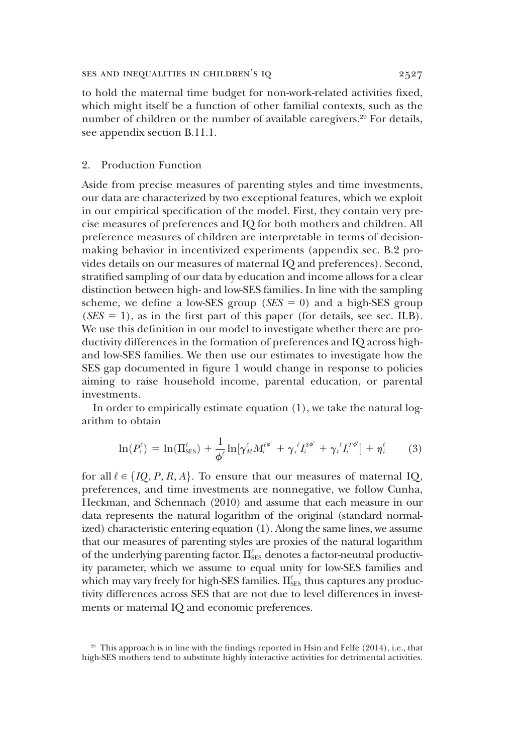to hold the maternal time budget for non-work-related activities fixed, which might itself be a function of other familial contexts, such as the number of children or the number of available caregivers.[29] For details, see appendix section B.11.1.

### 2. Production Function

Aside from precise measures of parenting styles and time investments, our data are characterized by two exceptional features, which we exploit in our empirical specification of the model. First, they contain very precise measures of preferences and IQ for both mothers and children. All preference measures of children are interpretable in terms of decision-making behavior in incentivized experiments (appendix sec. B.2 provides details on our measures of maternal IQ and preferences). Second, stratified sampling of our data by education and income allows for a clear distinction between high- and low-SES families. In line with the sampling scheme, we define a low-SES group ($SES = 0$) and a high-SES group ($SES = 1$), as in the first part of this paper (for details, see sec. II.B). We use this definition in our model to investigate whether there are productivity differences in the formation of preferences and IQ across high- and low-SES families. We then use our estimates to investigate how the SES gap documented in figure 1 would change in response to policies aiming to raise household income, parental education, or parental investments.

In order to empirically estimate equation (1), we take the natural logarithm to obtain

$$\ln(P_i^{\ell}) = \ln(\Pi_{\text{SES}}^{\ell}) + \frac{1}{\phi^{\ell}} \ln[\gamma_M^{\ell} M_i^{\ell\phi^{\ell}} + \gamma_s{}^{\ell} I_i^{S\phi^{\ell}} + \gamma_t{}^{\ell} I_i^{T\phi^{\ell}}] + \eta_i^{\ell} \tag{3}$$

for all $\ell \in \{IQ, P, R, A\}$. To ensure that our measures of maternal IQ, preferences, and time investments are nonnegative, we follow Cunha, Heckman, and Schennach (2010) and assume that each measure in our data represents the natural logarithm of the original (standard normalized) characteristic entering equation (1). Along the same lines, we assume that our measures of parenting styles are proxies of the natural logarithm of the underlying parenting factor. $\Pi_{\text{SES}}^{\ell}$ denotes a factor-neutral productivity parameter, which we assume to equal unity for low-SES families and which may vary freely for high-SES families. $\Pi_{\text{SES}}^{\ell}$ thus captures any productivity differences across SES that are not due to level differences in investments or maternal IQ and economic preferences.

[29] This approach is in line with the findings reported in Hsin and Felfe (2014), i.e., that high-SES mothers tend to substitute highly interactive activities for detrimental activities.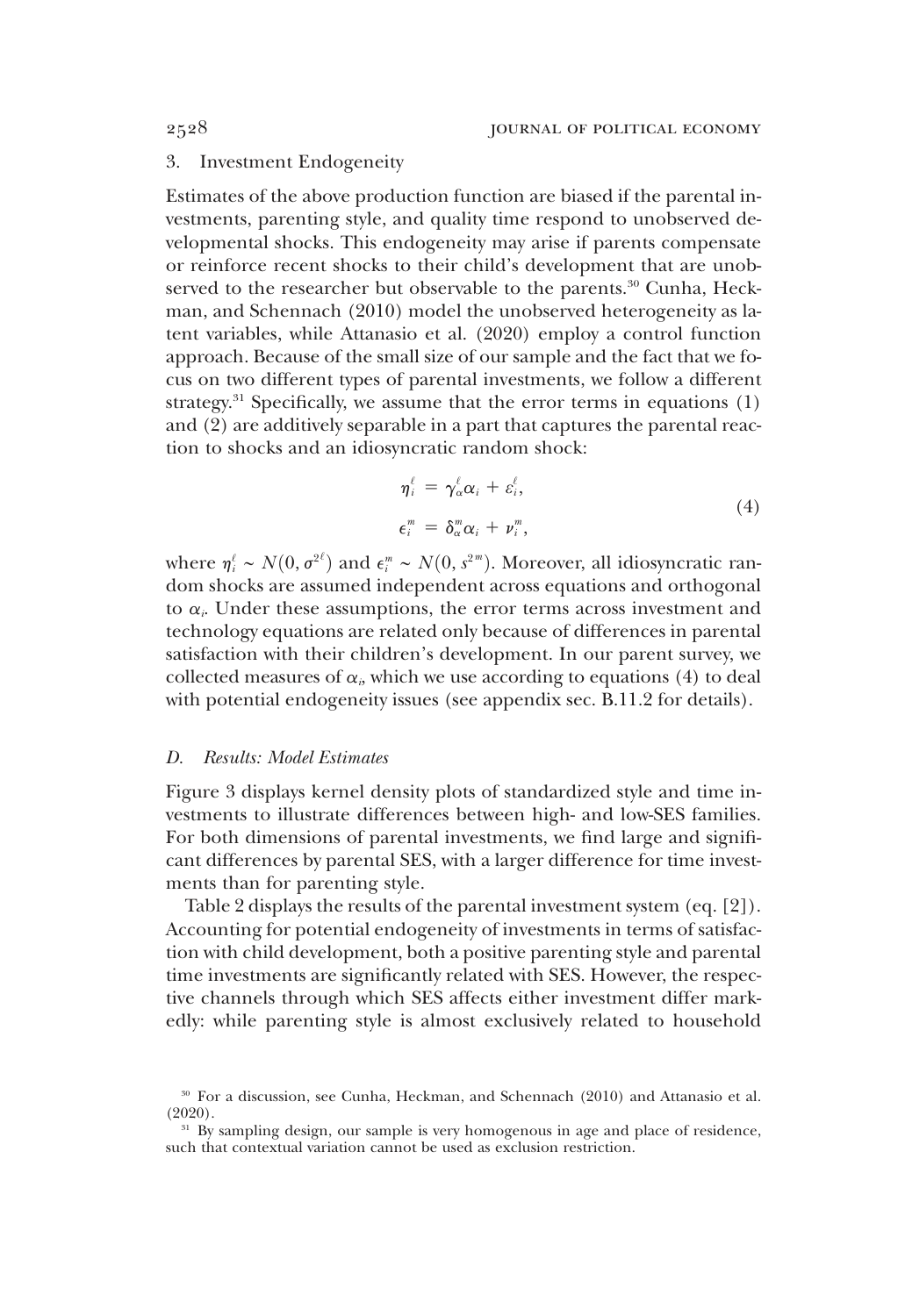### 3. Investment Endogeneity

Estimates of the above production function are biased if the parental investments, parenting style, and quality time respond to unobserved developmental shocks. This endogeneity may arise if parents compensate or reinforce recent shocks to their child's development that are unobserved to the researcher but observable to the parents.[30] Cunha, Heckman, and Schennach (2010) model the unobserved heterogeneity as latent variables, while Attanasio et al. (2020) employ a control function approach. Because of the small size of our sample and the fact that we focus on two different types of parental investments, we follow a different strategy.[31] Specifically, we assume that the error terms in equations (1) and (2) are additively separable in a part that captures the parental reaction to shocks and an idiosyncratic random shock:

$$\begin{aligned} \eta_i^\ell &= \gamma_\alpha^\ell \alpha_i + \varepsilon_i^\ell, \\ \epsilon_i^m &= \delta_\alpha^m \alpha_i + \nu_i^m, \end{aligned} \tag{4}$$

where $\eta_i^\ell \sim N(0, \sigma^{2\ell})$ and $\epsilon_i^m \sim N(0, s^{2m})$. Moreover, all idiosyncratic random shocks are assumed independent across equations and orthogonal to $\alpha_i$. Under these assumptions, the error terms across investment and technology equations are related only because of differences in parental satisfaction with their children's development. In our parent survey, we collected measures of $\alpha_i$, which we use according to equations (4) to deal with potential endogeneity issues (see appendix sec. B.11.2 for details).

## *D. Results: Model Estimates*

Figure 3 displays kernel density plots of standardized style and time investments to illustrate differences between high- and low-SES families. For both dimensions of parental investments, we find large and significant differences by parental SES, with a larger difference for time investments than for parenting style.

Table 2 displays the results of the parental investment system (eq. [2]). Accounting for potential endogeneity of investments in terms of satisfaction with child development, both a positive parenting style and parental time investments are significantly related with SES. However, the respective channels through which SES affects either investment differ markedly: while parenting style is almost exclusively related to household

[30] For a discussion, see Cunha, Heckman, and Schennach (2010) and Attanasio et al. (2020).

[31] By sampling design, our sample is very homogenous in age and place of residence, such that contextual variation cannot be used as exclusion restriction.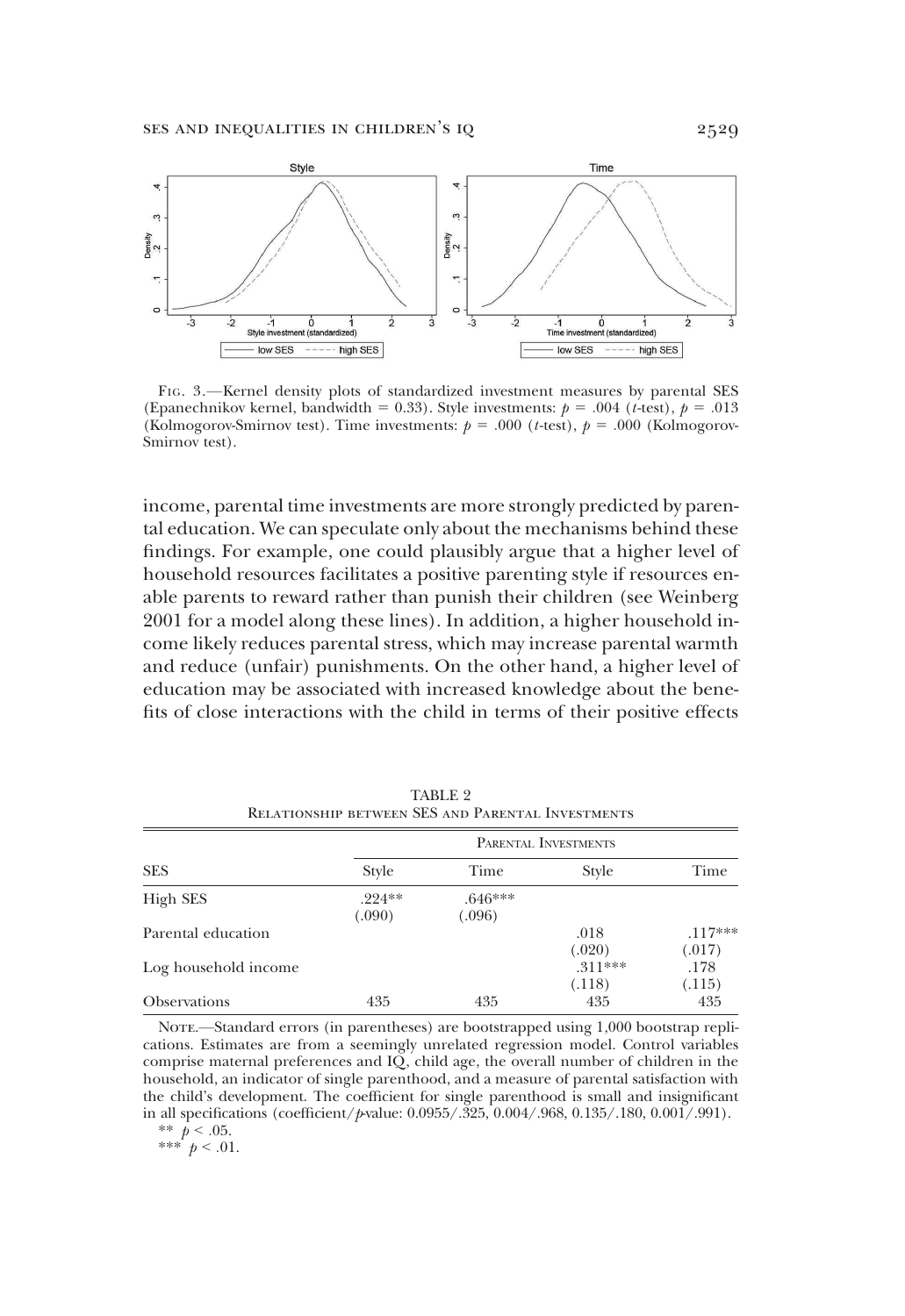Fig. 3.—Kernel density plots of standardized investment measures by parental SES (Epanechnikov kernel, bandwidth = 0.33). Style investments: $p = .004$ ($t$-test), $p = .013$ (Kolmogorov-Smirnov test). Time investments: $p = .000$ ($t$-test), $p = .000$ (Kolmogorov-Smirnov test).

income, parental time investments are more strongly predicted by parental education. We can speculate only about the mechanisms behind these findings. For example, one could plausibly argue that a higher level of household resources facilitates a positive parenting style if resources enable parents to reward rather than punish their children (see Weinberg 2001 for a model along these lines). In addition, a higher household income likely reduces parental stress, which may increase parental warmth and reduce (unfair) punishments. On the other hand, a higher level of education may be associated with increased knowledge about the benefits of close interactions with the child in terms of their positive effects

TABLE 2
Relationship between SES and Parental Investments

| | Parental Investments | | | |
|---|---|---|---|---|
| SES | Style | Time | Style | Time |
| High SES | .224** | .646*** | | |
| | (.090) | (.096) | | |
| Parental education | | | .018 | .117*** |
| | | | (.020) | (.017) |
| Log household income | | | .311*** | .178 |
| | | | (.118) | (.115) |
| Observations | 435 | 435 | 435 | 435 |

Note.—Standard errors (in parentheses) are bootstrapped using 1,000 bootstrap replications. Estimates are from a seemingly unrelated regression model. Control variables comprise maternal preferences and IQ, child age, the overall number of children in the household, an indicator of single parenthood, and a measure of parental satisfaction with the child's development. The coefficient for single parenthood is small and insignificant in all specifications (coefficient/$p$-value: 0.0955/.325, 0.004/.968, 0.135/.180, 0.001/.991).

** $p < .05$.

*** $p < .01$.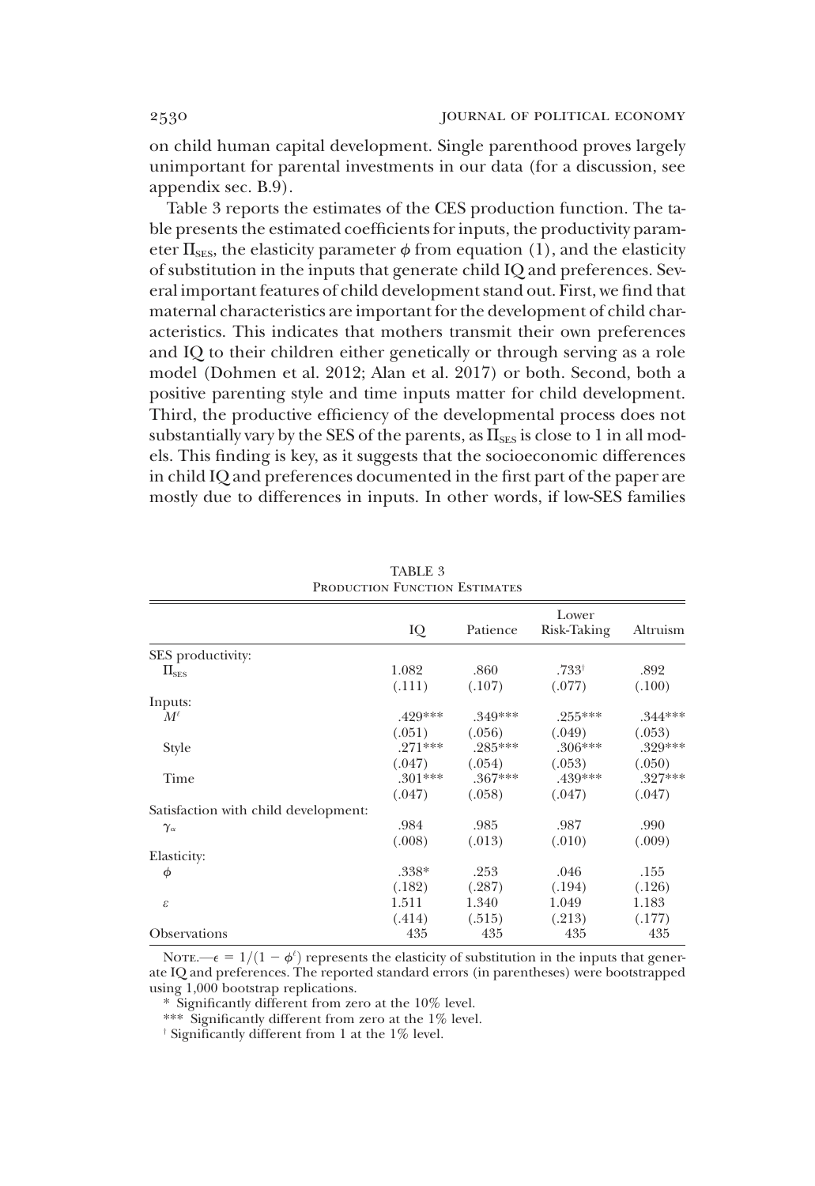on child human capital development. Single parenthood proves largely unimportant for parental investments in our data (for a discussion, see appendix sec. B.9).

Table 3 reports the estimates of the CES production function. The table presents the estimated coefficients for inputs, the productivity parameter $\Pi_{SES}$, the elasticity parameter $\phi$ from equation (1), and the elasticity of substitution in the inputs that generate child IQ and preferences. Several important features of child development stand out. First, we find that maternal characteristics are important for the development of child characteristics. This indicates that mothers transmit their own preferences and IQ to their children either genetically or through serving as a role model (Dohmen et al. 2012; Alan et al. 2017) or both. Second, both a positive parenting style and time inputs matter for child development. Third, the productive efficiency of the developmental process does not substantially vary by the SES of the parents, as $\Pi_{SES}$ is close to 1 in all models. This finding is key, as it suggests that the socioeconomic differences in child IQ and preferences documented in the first part of the paper are mostly due to differences in inputs. In other words, if low-SES families

TABLE 3
Production Function Estimates

| | IQ | Patience | Lower Risk-Taking | Altruism |
|---|---|---|---|---|
| SES productivity: | | | | |
| $\Pi_{SES}$ | 1.082 | .860 | .733[†] | .892 |
| | (.111) | (.107) | (.077) | (.100) |
| Inputs: | | | | |
| $M^{\ell}$ | .429*** | .349*** | .255*** | .344*** |
| | (.051) | (.056) | (.049) | (.053) |
| Style | .271*** | .285*** | .306*** | .329*** |
| | (.047) | (.054) | (.053) | (.050) |
| Time | .301*** | .367*** | .439*** | .327*** |
| | (.047) | (.058) | (.047) | (.047) |
| Satisfaction with child development: | | | | |
| $\gamma_{\alpha}$ | .984 | .985 | .987 | .990 |
| | (.008) | (.013) | (.010) | (.009) |
| Elasticity: | | | | |
| $\phi$ | .338* | .253 | .046 | .155 |
| | (.182) | (.287) | (.194) | (.126) |
| $\varepsilon$ | 1.511 | 1.340 | 1.049 | 1.183 |
| | (.414) | (.515) | (.213) | (.177) |
| Observations | 435 | 435 | 435 | 435 |

Note.—$\epsilon = 1/(1 - \phi^{\ell})$ represents the elasticity of substitution in the inputs that generate IQ and preferences. The reported standard errors (in parentheses) were bootstrapped using 1,000 bootstrap replications.

\* Significantly different from zero at the 10% level.

\*\*\* Significantly different from zero at the 1% level.

[†] Significantly different from 1 at the 1% level.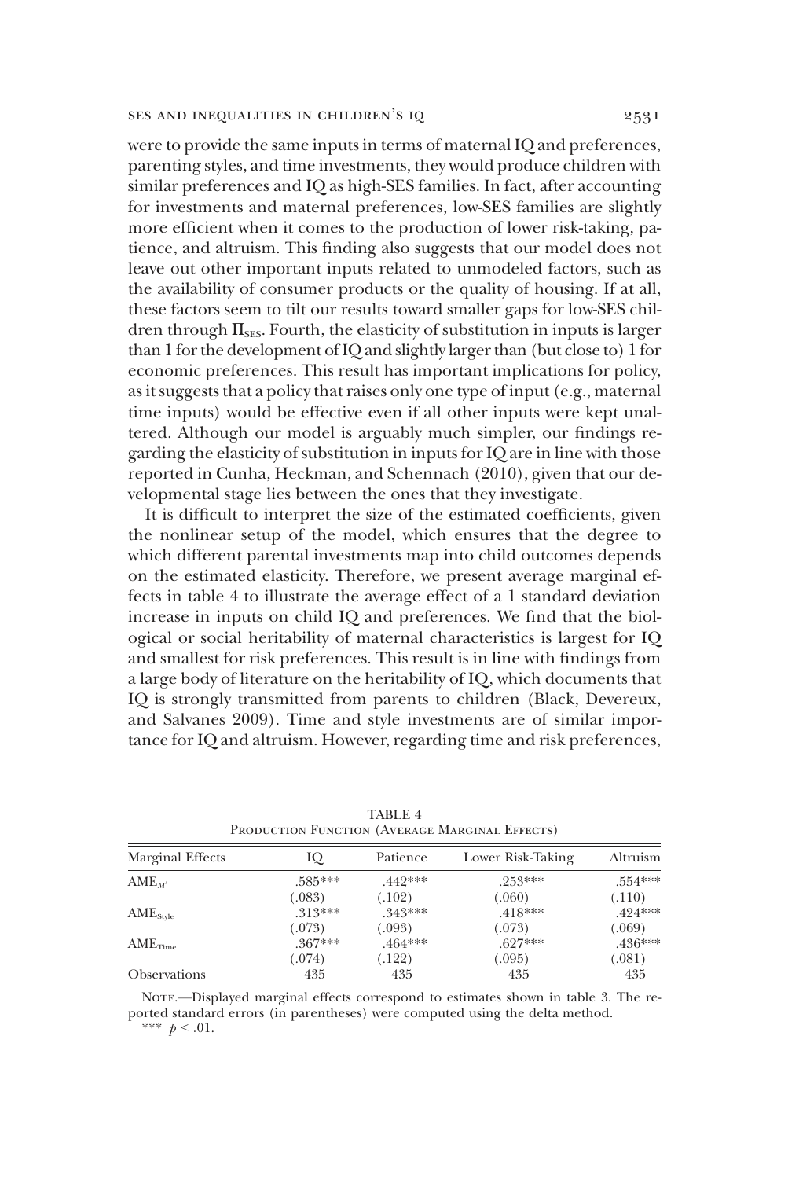were to provide the same inputs in terms of maternal IQ and preferences, parenting styles, and time investments, they would produce children with similar preferences and IQ as high-SES families. In fact, after accounting for investments and maternal preferences, low-SES families are slightly more efficient when it comes to the production of lower risk-taking, patience, and altruism. This finding also suggests that our model does not leave out other important inputs related to unmodeled factors, such as the availability of consumer products or the quality of housing. If at all, these factors seem to tilt our results toward smaller gaps for low-SES children through $\Pi_{\text{SES}}$. Fourth, the elasticity of substitution in inputs is larger than 1 for the development of IQ and slightly larger than (but close to) 1 for economic preferences. This result has important implications for policy, as it suggests that a policy that raises only one type of input (e.g., maternal time inputs) would be effective even if all other inputs were kept unaltered. Although our model is arguably much simpler, our findings regarding the elasticity of substitution in inputs for IQ are in line with those reported in Cunha, Heckman, and Schennach (2010), given that our developmental stage lies between the ones that they investigate.

It is difficult to interpret the size of the estimated coefficients, given the nonlinear setup of the model, which ensures that the degree to which different parental investments map into child outcomes depends on the estimated elasticity. Therefore, we present average marginal effects in table 4 to illustrate the average effect of a 1 standard deviation increase in inputs on child IQ and preferences. We find that the biological or social heritability of maternal characteristics is largest for IQ and smallest for risk preferences. This result is in line with findings from a large body of literature on the heritability of IQ, which documents that IQ is strongly transmitted from parents to children (Black, Devereux, and Salvanes 2009). Time and style investments are of similar importance for IQ and altruism. However, regarding time and risk preferences,

TABLE 4
Production Function (Average Marginal Effects)

| Marginal Effects | IQ | Patience | Lower Risk-Taking | Altruism |
|---|---|---|---|---|
| $\text{AME}_{M'}$ | .585*** | .442*** | .253*** | .554*** |
| | (.083) | (.102) | (.060) | (.110) |
| $\text{AME}_{\text{Style}}$ | .313*** | .343*** | .418*** | .424*** |
| | (.073) | (.093) | (.073) | (.069) |
| $\text{AME}_{\text{Time}}$ | .367*** | .464*** | .627*** | .436*** |
| | (.074) | (.122) | (.095) | (.081) |
| Observations | 435 | 435 | 435 | 435 |

Note.—Displayed marginal effects correspond to estimates shown in table 3. The reported standard errors (in parentheses) were computed using the delta method.
*** $p < .01$.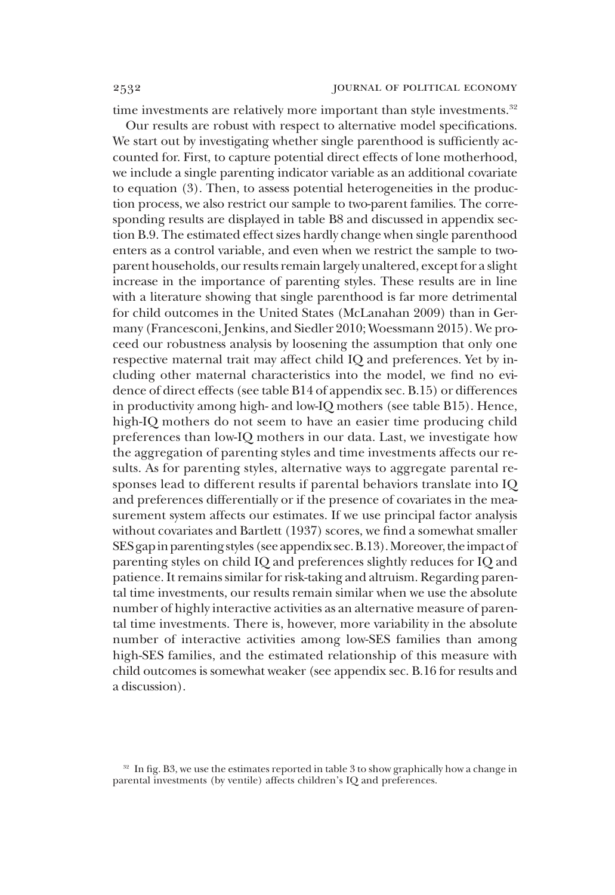time investments are relatively more important than style investments.[32]

Our results are robust with respect to alternative model specifications. We start out by investigating whether single parenthood is sufficiently accounted for. First, to capture potential direct effects of lone motherhood, we include a single parenting indicator variable as an additional covariate to equation (3). Then, to assess potential heterogeneities in the production process, we also restrict our sample to two-parent families. The corresponding results are displayed in table B8 and discussed in appendix section B.9. The estimated effect sizes hardly change when single parenthood enters as a control variable, and even when we restrict the sample to two-parent households, our results remain largely unaltered, except for a slight increase in the importance of parenting styles. These results are in line with a literature showing that single parenthood is far more detrimental for child outcomes in the United States (McLanahan 2009) than in Germany (Francesconi, Jenkins, and Siedler 2010; Woessmann 2015). We proceed our robustness analysis by loosening the assumption that only one respective maternal trait may affect child IQ and preferences. Yet by including other maternal characteristics into the model, we find no evidence of direct effects (see table B14 of appendix sec. B.15) or differences in productivity among high- and low-IQ mothers (see table B15). Hence, high-IQ mothers do not seem to have an easier time producing child preferences than low-IQ mothers in our data. Last, we investigate how the aggregation of parenting styles and time investments affects our results. As for parenting styles, alternative ways to aggregate parental responses lead to different results if parental behaviors translate into IQ and preferences differentially or if the presence of covariates in the measurement system affects our estimates. If we use principal factor analysis without covariates and Bartlett (1937) scores, we find a somewhat smaller SES gap in parenting styles (see appendix sec. B.13). Moreover, the impact of parenting styles on child IQ and preferences slightly reduces for IQ and patience. It remains similar for risk-taking and altruism. Regarding parental time investments, our results remain similar when we use the absolute number of highly interactive activities as an alternative measure of parental time investments. There is, however, more variability in the absolute number of interactive activities among low-SES families than among high-SES families, and the estimated relationship of this measure with child outcomes is somewhat weaker (see appendix sec. B.16 for results and a discussion).

[32] In fig. B3, we use the estimates reported in table 3 to show graphically how a change in parental investments (by ventile) affects children's IQ and preferences.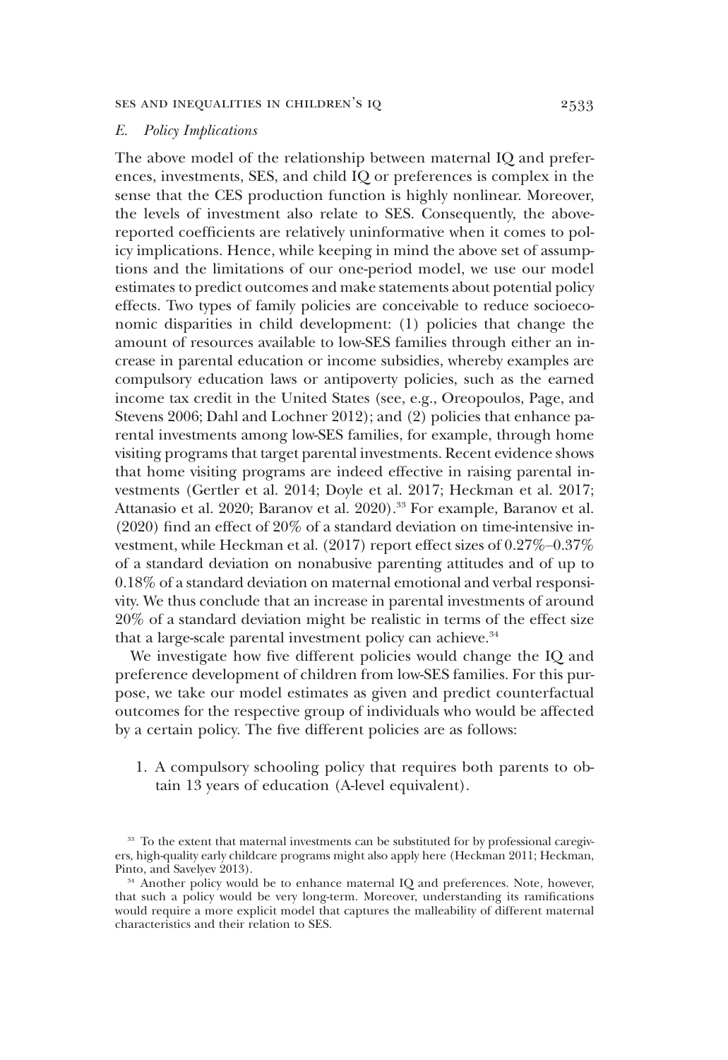### *E. Policy Implications*

The above model of the relationship between maternal IQ and preferences, investments, SES, and child IQ or preferences is complex in the sense that the CES production function is highly nonlinear. Moreover, the levels of investment also relate to SES. Consequently, the above-reported coefficients are relatively uninformative when it comes to policy implications. Hence, while keeping in mind the above set of assumptions and the limitations of our one-period model, we use our model estimates to predict outcomes and make statements about potential policy effects. Two types of family policies are conceivable to reduce socioeconomic disparities in child development: (1) policies that change the amount of resources available to low-SES families through either an increase in parental education or income subsidies, whereby examples are compulsory education laws or antipoverty policies, such as the earned income tax credit in the United States (see, e.g., Oreopoulos, Page, and Stevens 2006; Dahl and Lochner 2012); and (2) policies that enhance parental investments among low-SES families, for example, through home visiting programs that target parental investments. Recent evidence shows that home visiting programs are indeed effective in raising parental investments (Gertler et al. 2014; Doyle et al. 2017; Heckman et al. 2017; Attanasio et al. 2020; Baranov et al. 2020).[33] For example, Baranov et al. (2020) find an effect of 20% of a standard deviation on time-intensive investment, while Heckman et al. (2017) report effect sizes of 0.27%–0.37% of a standard deviation on nonabusive parenting attitudes and of up to 0.18% of a standard deviation on maternal emotional and verbal responsivity. We thus conclude that an increase in parental investments of around 20% of a standard deviation might be realistic in terms of the effect size that a large-scale parental investment policy can achieve.[34]

We investigate how five different policies would change the IQ and preference development of children from low-SES families. For this purpose, we take our model estimates as given and predict counterfactual outcomes for the respective group of individuals who would be affected by a certain policy. The five different policies are as follows:

1. A compulsory schooling policy that requires both parents to obtain 13 years of education (A-level equivalent).

[33] To the extent that maternal investments can be substituted for by professional caregivers, high-quality early childcare programs might also apply here (Heckman 2011; Heckman, Pinto, and Savelyev 2013).

[34] Another policy would be to enhance maternal IQ and preferences. Note, however, that such a policy would be very long-term. Moreover, understanding its ramifications would require a more explicit model that captures the malleability of different maternal characteristics and their relation to SES.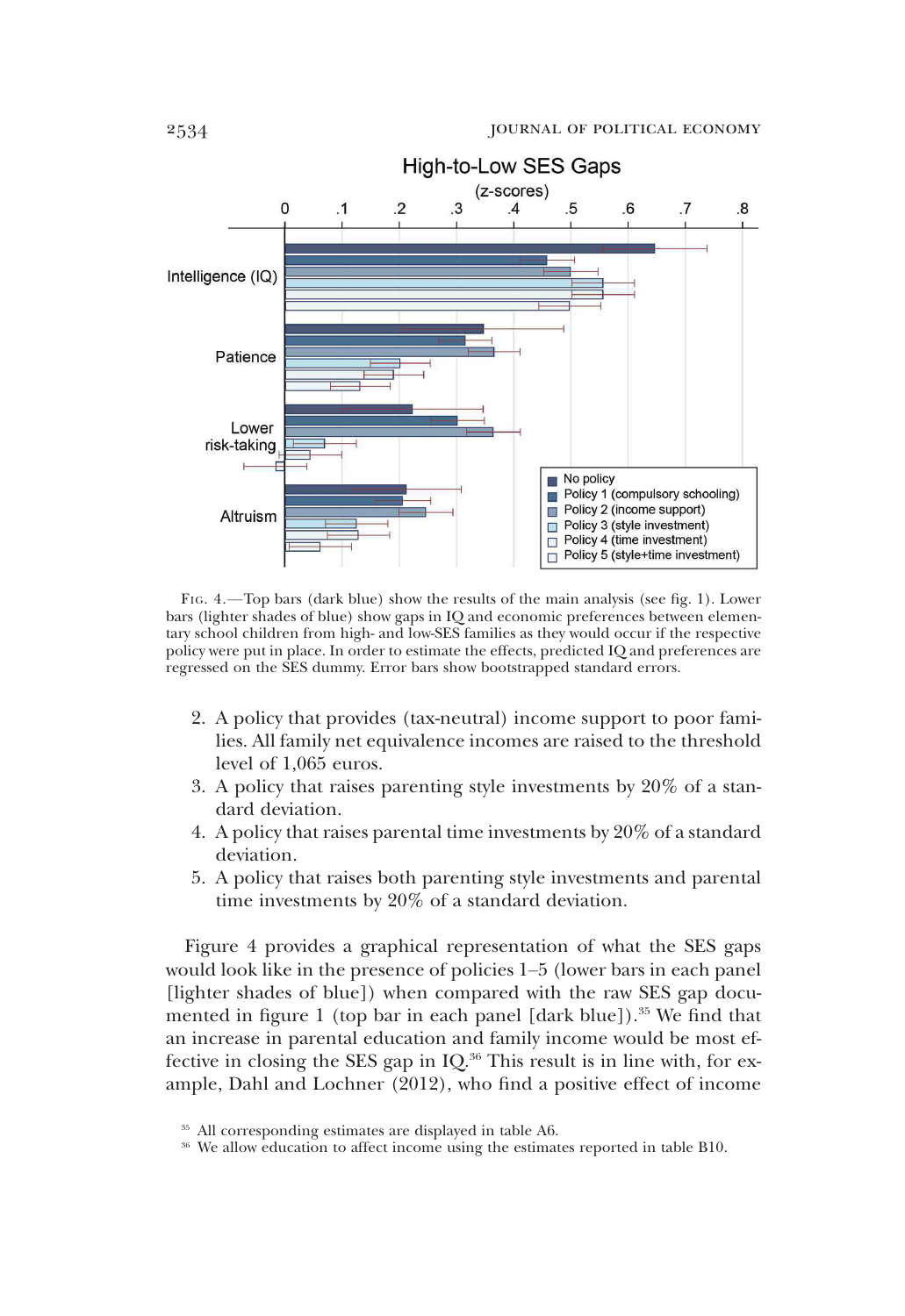FIG. 4.—Top bars (dark blue) show the results of the main analysis (see fig. 1). Lower bars (lighter shades of blue) show gaps in IQ and economic preferences between elementary school children from high- and low-SES families as they would occur if the respective policy were put in place. In order to estimate the effects, predicted IQ and preferences are regressed on the SES dummy. Error bars show bootstrapped standard errors.

2. A policy that provides (tax-neutral) income support to poor families. All family net equivalence incomes are raised to the threshold level of 1,065 euros.
3. A policy that raises parenting style investments by 20% of a standard deviation.
4. A policy that raises parental time investments by 20% of a standard deviation.
5. A policy that raises both parenting style investments and parental time investments by 20% of a standard deviation.

Figure 4 provides a graphical representation of what the SES gaps would look like in the presence of policies 1–5 (lower bars in each panel [lighter shades of blue]) when compared with the raw SES gap documented in figure 1 (top bar in each panel [dark blue]).[35] We find that an increase in parental education and family income would be most effective in closing the SES gap in IQ.[36] This result is in line with, for example, Dahl and Lochner (2012), who find a positive effect of income

[35] All corresponding estimates are displayed in table A6.

[36] We allow education to affect income using the estimates reported in table B10.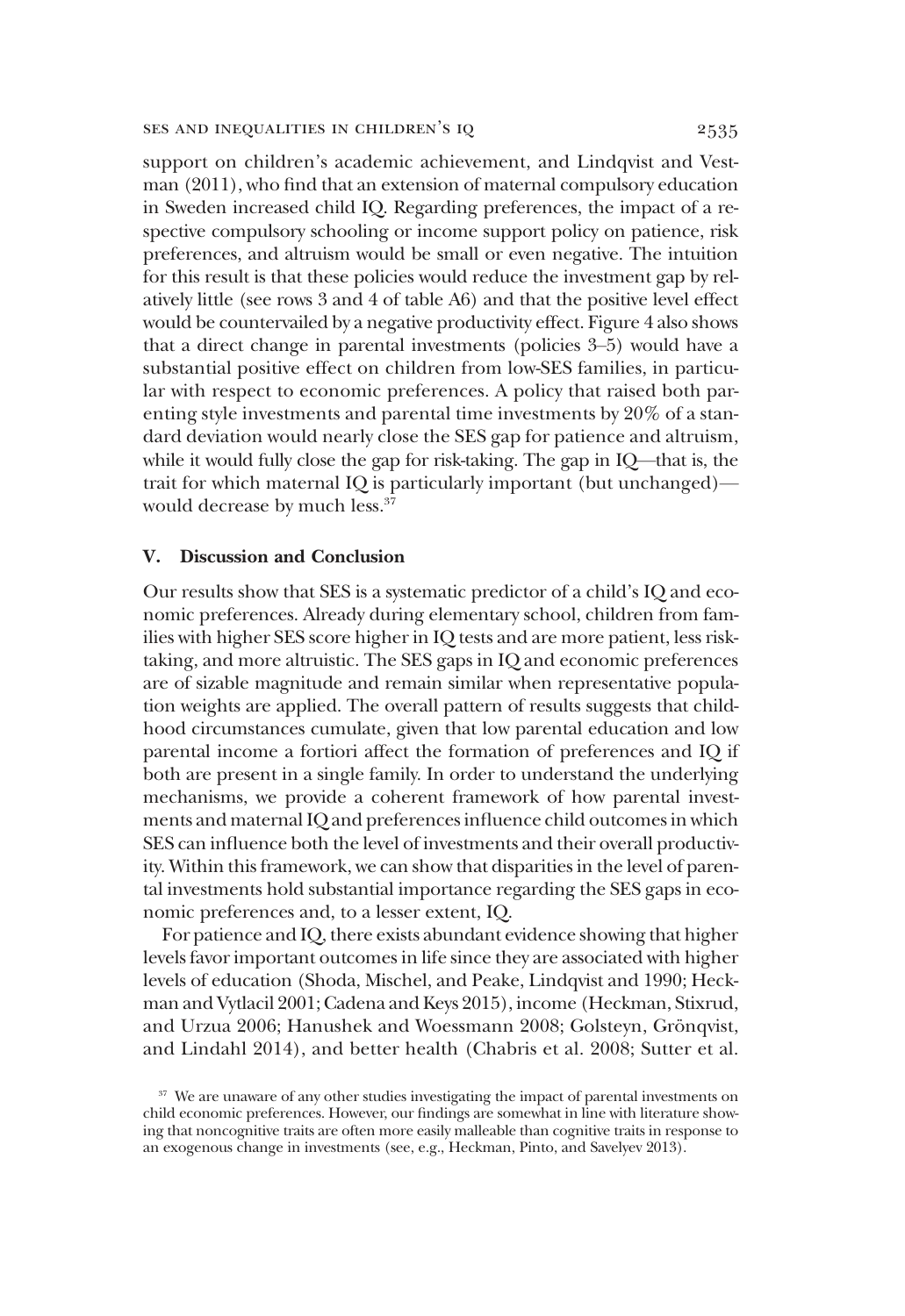support on children's academic achievement, and Lindqvist and Vestman (2011), who find that an extension of maternal compulsory education in Sweden increased child IQ. Regarding preferences, the impact of a respective compulsory schooling or income support policy on patience, risk preferences, and altruism would be small or even negative. The intuition for this result is that these policies would reduce the investment gap by relatively little (see rows 3 and 4 of table A6) and that the positive level effect would be countervailed by a negative productivity effect. Figure 4 also shows that a direct change in parental investments (policies 3–5) would have a substantial positive effect on children from low-SES families, in particular with respect to economic preferences. A policy that raised both parenting style investments and parental time investments by 20% of a standard deviation would nearly close the SES gap for patience and altruism, while it would fully close the gap for risk-taking. The gap in IQ—that is, the trait for which maternal IQ is particularly important (but unchanged)—would decrease by much less.[37]

## V. Discussion and Conclusion

Our results show that SES is a systematic predictor of a child's IQ and economic preferences. Already during elementary school, children from families with higher SES score higher in IQ tests and are more patient, less risk-taking, and more altruistic. The SES gaps in IQ and economic preferences are of sizable magnitude and remain similar when representative population weights are applied. The overall pattern of results suggests that childhood circumstances cumulate, given that low parental education and low parental income a fortiori affect the formation of preferences and IQ if both are present in a single family. In order to understand the underlying mechanisms, we provide a coherent framework of how parental investments and maternal IQ and preferences influence child outcomes in which SES can influence both the level of investments and their overall productivity. Within this framework, we can show that disparities in the level of parental investments hold substantial importance regarding the SES gaps in economic preferences and, to a lesser extent, IQ.

For patience and IQ, there exists abundant evidence showing that higher levels favor important outcomes in life since they are associated with higher levels of education (Shoda, Mischel, and Peake, Lindqvist and 1990; Heckman and Vytlacil 2001; Cadena and Keys 2015), income (Heckman, Stixrud, and Urzua 2006; Hanushek and Woessmann 2008; Golsteyn, Grönqvist, and Lindahl 2014), and better health (Chabris et al. 2008; Sutter et al.

[37] We are unaware of any other studies investigating the impact of parental investments on child economic preferences. However, our findings are somewhat in line with literature showing that noncognitive traits are often more easily malleable than cognitive traits in response to an exogenous change in investments (see, e.g., Heckman, Pinto, and Savelyev 2013).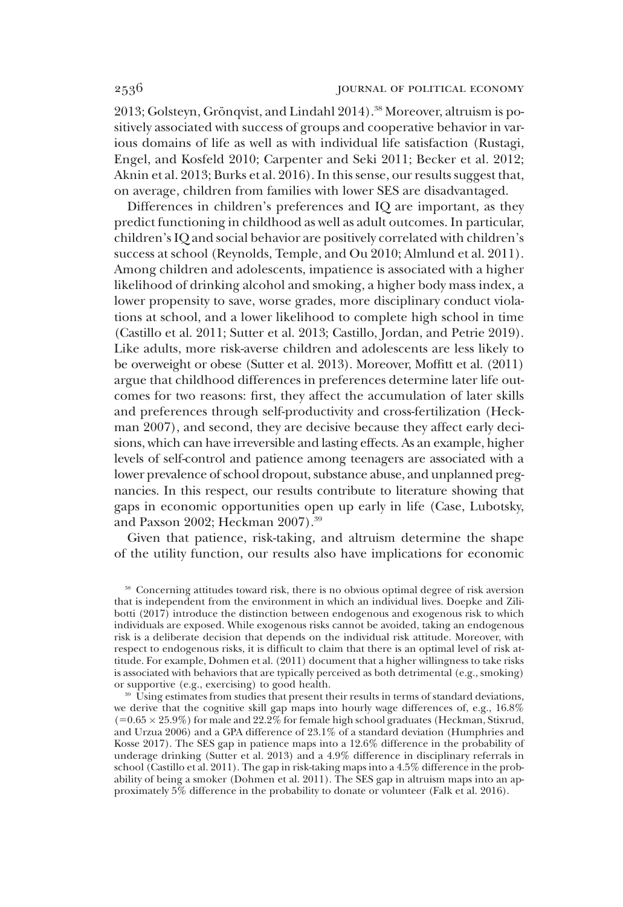2013; Golsteyn, Grönqvist, and Lindahl 2014).[38] Moreover, altruism is positively associated with success of groups and cooperative behavior in various domains of life as well as with individual life satisfaction (Rustagi, Engel, and Kosfeld 2010; Carpenter and Seki 2011; Becker et al. 2012; Aknin et al. 2013; Burks et al. 2016). In this sense, our results suggest that, on average, children from families with lower SES are disadvantaged.

Differences in children's preferences and IQ are important, as they predict functioning in childhood as well as adult outcomes. In particular, children's IQ and social behavior are positively correlated with children's success at school (Reynolds, Temple, and Ou 2010; Almlund et al. 2011). Among children and adolescents, impatience is associated with a higher likelihood of drinking alcohol and smoking, a higher body mass index, a lower propensity to save, worse grades, more disciplinary conduct violations at school, and a lower likelihood to complete high school in time (Castillo et al. 2011; Sutter et al. 2013; Castillo, Jordan, and Petrie 2019). Like adults, more risk-averse children and adolescents are less likely to be overweight or obese (Sutter et al. 2013). Moreover, Moffitt et al. (2011) argue that childhood differences in preferences determine later life outcomes for two reasons: first, they affect the accumulation of later skills and preferences through self-productivity and cross-fertilization (Heckman 2007), and second, they are decisive because they affect early decisions, which can have irreversible and lasting effects. As an example, higher levels of self-control and patience among teenagers are associated with a lower prevalence of school dropout, substance abuse, and unplanned pregnancies. In this respect, our results contribute to literature showing that gaps in economic opportunities open up early in life (Case, Lubotsky, and Paxson 2002; Heckman 2007).[39]

Given that patience, risk-taking, and altruism determine the shape of the utility function, our results also have implications for economic

[38] Concerning attitudes toward risk, there is no obvious optimal degree of risk aversion that is independent from the environment in which an individual lives. Doepke and Zilibotti (2017) introduce the distinction between endogenous and exogenous risk to which individuals are exposed. While exogenous risks cannot be avoided, taking an endogenous risk is a deliberate decision that depends on the individual risk attitude. Moreover, with respect to endogenous risks, it is difficult to claim that there is an optimal level of risk attitude. For example, Dohmen et al. (2011) document that a higher willingness to take risks is associated with behaviors that are typically perceived as both detrimental (e.g., smoking) or supportive (e.g., exercising) to good health.

[39] Using estimates from studies that present their results in terms of standard deviations, we derive that the cognitive skill gap maps into hourly wage differences of, e.g., 16.8% ($=0.65 \times 25.9\%$) for male and 22.2% for female high school graduates (Heckman, Stixrud, and Urzua 2006) and a GPA difference of 23.1% of a standard deviation (Humphries and Kosse 2017). The SES gap in patience maps into a 12.6% difference in the probability of underage drinking (Sutter et al. 2013) and a 4.9% difference in disciplinary referrals in school (Castillo et al. 2011). The gap in risk-taking maps into a 4.5% difference in the probability of being a smoker (Dohmen et al. 2011). The SES gap in altruism maps into an approximately 5% difference in the probability to donate or volunteer (Falk et al. 2016).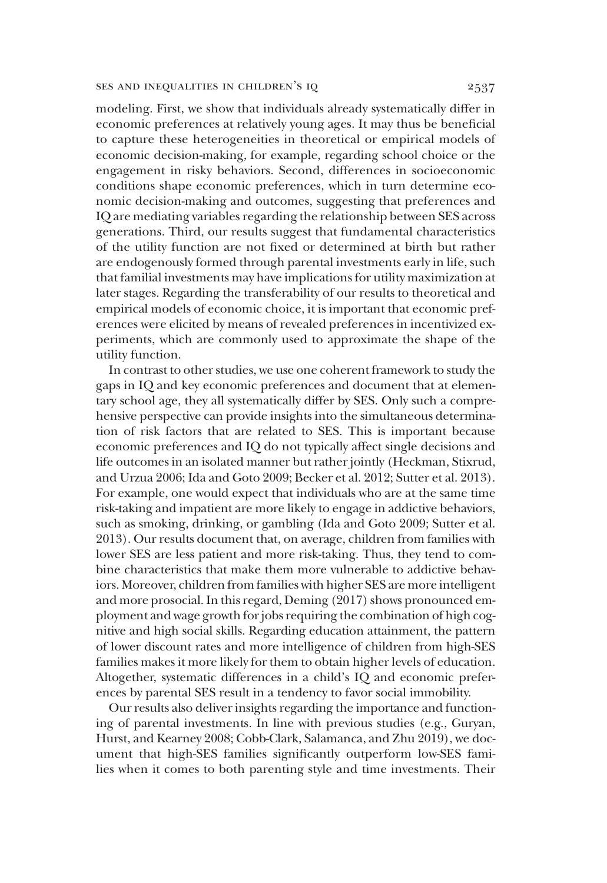modeling. First, we show that individuals already systematically differ in economic preferences at relatively young ages. It may thus be beneficial to capture these heterogeneities in theoretical or empirical models of economic decision-making, for example, regarding school choice or the engagement in risky behaviors. Second, differences in socioeconomic conditions shape economic preferences, which in turn determine economic decision-making and outcomes, suggesting that preferences and IQ are mediating variables regarding the relationship between SES across generations. Third, our results suggest that fundamental characteristics of the utility function are not fixed or determined at birth but rather are endogenously formed through parental investments early in life, such that familial investments may have implications for utility maximization at later stages. Regarding the transferability of our results to theoretical and empirical models of economic choice, it is important that economic preferences were elicited by means of revealed preferences in incentivized experiments, which are commonly used to approximate the shape of the utility function.

In contrast to other studies, we use one coherent framework to study the gaps in IQ and key economic preferences and document that at elementary school age, they all systematically differ by SES. Only such a comprehensive perspective can provide insights into the simultaneous determination of risk factors that are related to SES. This is important because economic preferences and IQ do not typically affect single decisions and life outcomes in an isolated manner but rather jointly (Heckman, Stixrud, and Urzua 2006; Ida and Goto 2009; Becker et al. 2012; Sutter et al. 2013). For example, one would expect that individuals who are at the same time risk-taking and impatient are more likely to engage in addictive behaviors, such as smoking, drinking, or gambling (Ida and Goto 2009; Sutter et al. 2013). Our results document that, on average, children from families with lower SES are less patient and more risk-taking. Thus, they tend to combine characteristics that make them more vulnerable to addictive behaviors. Moreover, children from families with higher SES are more intelligent and more prosocial. In this regard, Deming (2017) shows pronounced employment and wage growth for jobs requiring the combination of high cognitive and high social skills. Regarding education attainment, the pattern of lower discount rates and more intelligence of children from high-SES families makes it more likely for them to obtain higher levels of education. Altogether, systematic differences in a child's IQ and economic preferences by parental SES result in a tendency to favor social immobility.

Our results also deliver insights regarding the importance and functioning of parental investments. In line with previous studies (e.g., Guryan, Hurst, and Kearney 2008; Cobb-Clark, Salamanca, and Zhu 2019), we document that high-SES families significantly outperform low-SES families when it comes to both parenting style and time investments. Their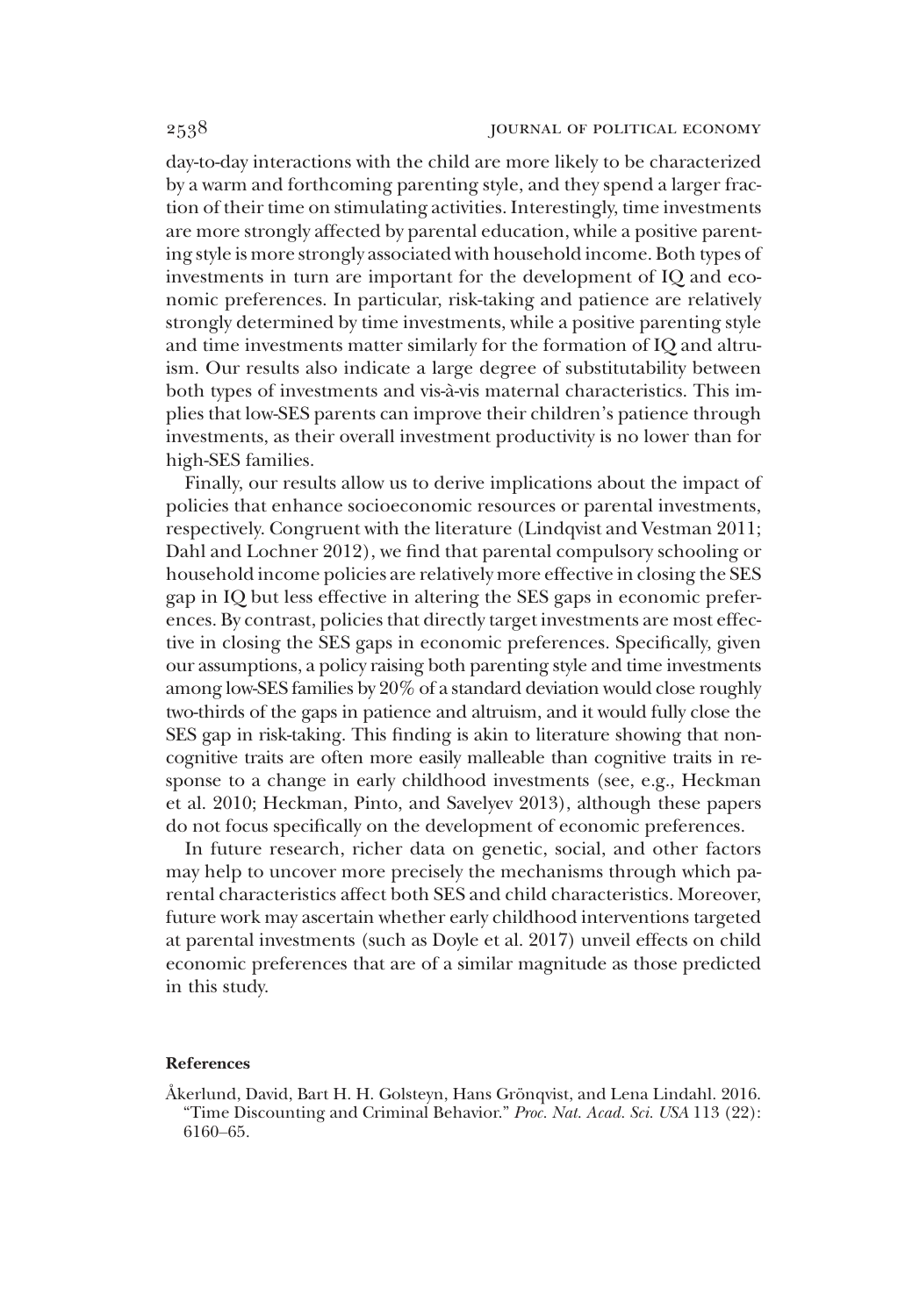day-to-day interactions with the child are more likely to be characterized by a warm and forthcoming parenting style, and they spend a larger fraction of their time on stimulating activities. Interestingly, time investments are more strongly affected by parental education, while a positive parenting style is more strongly associated with household income. Both types of investments in turn are important for the development of IQ and economic preferences. In particular, risk-taking and patience are relatively strongly determined by time investments, while a positive parenting style and time investments matter similarly for the formation of IQ and altruism. Our results also indicate a large degree of substitutability between both types of investments and vis-à-vis maternal characteristics. This implies that low-SES parents can improve their children's patience through investments, as their overall investment productivity is no lower than for high-SES families.

Finally, our results allow us to derive implications about the impact of policies that enhance socioeconomic resources or parental investments, respectively. Congruent with the literature (Lindqvist and Vestman 2011; Dahl and Lochner 2012), we find that parental compulsory schooling or household income policies are relatively more effective in closing the SES gap in IQ but less effective in altering the SES gaps in economic preferences. By contrast, policies that directly target investments are most effective in closing the SES gaps in economic preferences. Specifically, given our assumptions, a policy raising both parenting style and time investments among low-SES families by 20% of a standard deviation would close roughly two-thirds of the gaps in patience and altruism, and it would fully close the SES gap in risk-taking. This finding is akin to literature showing that noncognitive traits are often more easily malleable than cognitive traits in response to a change in early childhood investments (see, e.g., Heckman et al. 2010; Heckman, Pinto, and Savelyev 2013), although these papers do not focus specifically on the development of economic preferences.

In future research, richer data on genetic, social, and other factors may help to uncover more precisely the mechanisms through which parental characteristics affect both SES and child characteristics. Moreover, future work may ascertain whether early childhood interventions targeted at parental investments (such as Doyle et al. 2017) unveil effects on child economic preferences that are of a similar magnitude as those predicted in this study.

#### References

Åkerlund, David, Bart H. H. Golsteyn, Hans Grönqvist, and Lena Lindahl. 2016. "Time Discounting and Criminal Behavior." *Proc. Nat. Acad. Sci. USA* 113 (22): 6160–65.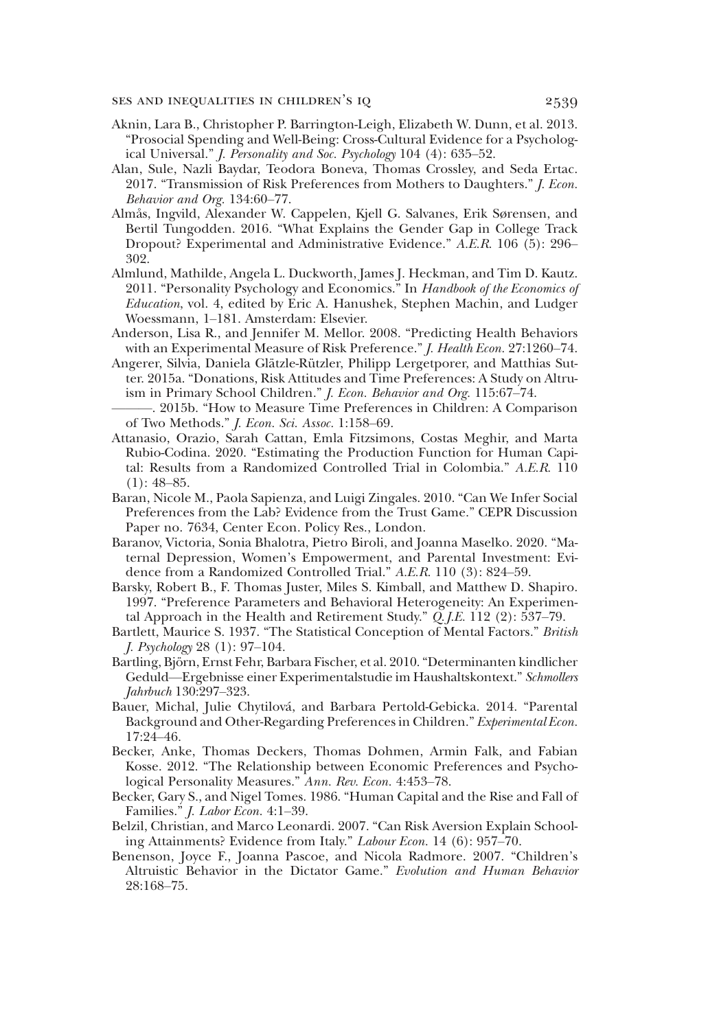Aknin, Lara B., Christopher P. Barrington-Leigh, Elizabeth W. Dunn, et al. 2013. "Prosocial Spending and Well-Being: Cross-Cultural Evidence for a Psychological Universal." *J. Personality and Soc. Psychology* 104 (4): 635–52.

Alan, Sule, Nazli Baydar, Teodora Boneva, Thomas Crossley, and Seda Ertac. 2017. "Transmission of Risk Preferences from Mothers to Daughters." *J. Econ. Behavior and Org.* 134:60–77.

Almås, Ingvild, Alexander W. Cappelen, Kjell G. Salvanes, Erik Sørensen, and Bertil Tungodden. 2016. "What Explains the Gender Gap in College Track Dropout? Experimental and Administrative Evidence." *A.E.R.* 106 (5): 296–302.

Almlund, Mathilde, Angela L. Duckworth, James J. Heckman, and Tim D. Kautz. 2011. "Personality Psychology and Economics." In *Handbook of the Economics of Education*, vol. 4, edited by Eric A. Hanushek, Stephen Machin, and Ludger Woessmann, 1–181. Amsterdam: Elsevier.

Anderson, Lisa R., and Jennifer M. Mellor. 2008. "Predicting Health Behaviors with an Experimental Measure of Risk Preference." *J. Health Econ.* 27:1260–74.

Angerer, Silvia, Daniela Glätzle-Rützler, Philipp Lergetporer, and Matthias Sutter. 2015a. "Donations, Risk Attitudes and Time Preferences: A Study on Altruism in Primary School Children." *J. Econ. Behavior and Org.* 115:67–74.

———. 2015b. "How to Measure Time Preferences in Children: A Comparison of Two Methods." *J. Econ. Sci. Assoc.* 1:158–69.

Attanasio, Orazio, Sarah Cattan, Emla Fitzsimons, Costas Meghir, and Marta Rubio-Codina. 2020. "Estimating the Production Function for Human Capital: Results from a Randomized Controlled Trial in Colombia." *A.E.R.* 110 (1): 48–85.

Baran, Nicole M., Paola Sapienza, and Luigi Zingales. 2010. "Can We Infer Social Preferences from the Lab? Evidence from the Trust Game." CEPR Discussion Paper no. 7634, Center Econ. Policy Res., London.

Baranov, Victoria, Sonia Bhalotra, Pietro Biroli, and Joanna Maselko. 2020. "Maternal Depression, Women's Empowerment, and Parental Investment: Evidence from a Randomized Controlled Trial." *A.E.R.* 110 (3): 824–59.

Barsky, Robert B., F. Thomas Juster, Miles S. Kimball, and Matthew D. Shapiro. 1997. "Preference Parameters and Behavioral Heterogeneity: An Experimental Approach in the Health and Retirement Study." *Q.J.E.* 112 (2): 537–79.

Bartlett, Maurice S. 1937. "The Statistical Conception of Mental Factors." *British J. Psychology* 28 (1): 97–104.

Bartling, Björn, Ernst Fehr, Barbara Fischer, et al. 2010. "Determinanten kindlicher Geduld—Ergebnisse einer Experimentalstudie im Haushaltskontext." *Schmollers Jahrbuch* 130:297–323.

Bauer, Michal, Julie Chytilová, and Barbara Pertold-Gebicka. 2014. "Parental Background and Other-Regarding Preferences in Children." *Experimental Econ.* 17:24–46.

Becker, Anke, Thomas Deckers, Thomas Dohmen, Armin Falk, and Fabian Kosse. 2012. "The Relationship between Economic Preferences and Psychological Personality Measures." *Ann. Rev. Econ.* 4:453–78.

Becker, Gary S., and Nigel Tomes. 1986. "Human Capital and the Rise and Fall of Families." *J. Labor Econ.* 4:1–39.

Belzil, Christian, and Marco Leonardi. 2007. "Can Risk Aversion Explain Schooling Attainments? Evidence from Italy." *Labour Econ.* 14 (6): 957–70.

Benenson, Joyce F., Joanna Pascoe, and Nicola Radmore. 2007. "Children's Altruistic Behavior in the Dictator Game." *Evolution and Human Behavior* 28:168–75.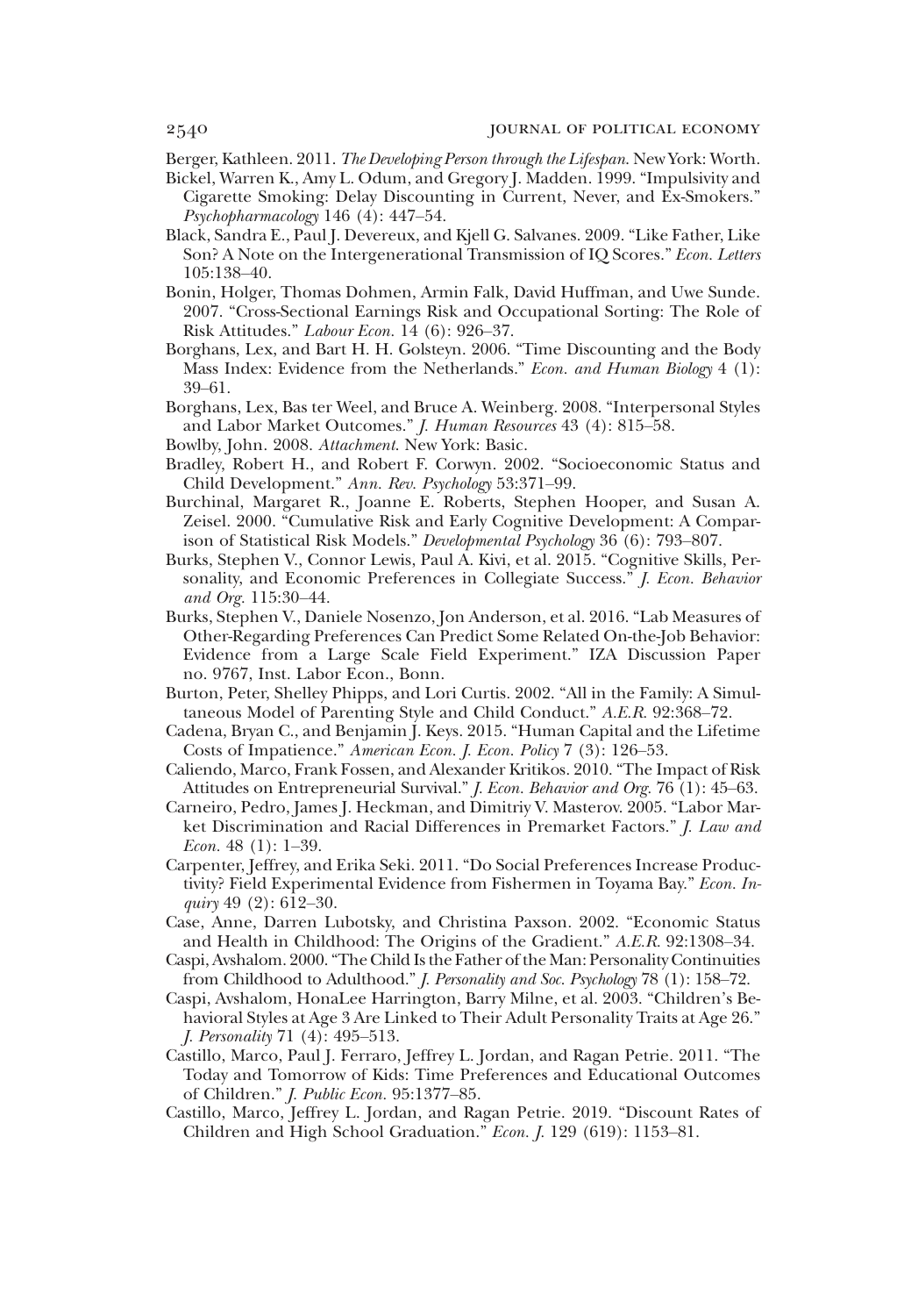Berger, Kathleen. 2011. *The Developing Person through the Lifespan*. New York: Worth.

Bickel, Warren K., Amy L. Odum, and Gregory J. Madden. 1999. "Impulsivity and Cigarette Smoking: Delay Discounting in Current, Never, and Ex-Smokers." *Psychopharmacology* 146 (4): 447–54.

Black, Sandra E., Paul J. Devereux, and Kjell G. Salvanes. 2009. "Like Father, Like Son? A Note on the Intergenerational Transmission of IQ Scores." *Econ. Letters* 105:138–40.

Bonin, Holger, Thomas Dohmen, Armin Falk, David Huffman, and Uwe Sunde. 2007. "Cross-Sectional Earnings Risk and Occupational Sorting: The Role of Risk Attitudes." *Labour Econ.* 14 (6): 926–37.

Borghans, Lex, and Bart H. H. Golsteyn. 2006. "Time Discounting and the Body Mass Index: Evidence from the Netherlands." *Econ. and Human Biology* 4 (1): 39–61.

Borghans, Lex, Bas ter Weel, and Bruce A. Weinberg. 2008. "Interpersonal Styles and Labor Market Outcomes." *J. Human Resources* 43 (4): 815–58.

Bowlby, John. 2008. *Attachment*. New York: Basic.

Bradley, Robert H., and Robert F. Corwyn. 2002. "Socioeconomic Status and Child Development." *Ann. Rev. Psychology* 53:371–99.

Burchinal, Margaret R., Joanne E. Roberts, Stephen Hooper, and Susan A. Zeisel. 2000. "Cumulative Risk and Early Cognitive Development: A Comparison of Statistical Risk Models." *Developmental Psychology* 36 (6): 793–807.

Burks, Stephen V., Connor Lewis, Paul A. Kivi, et al. 2015. "Cognitive Skills, Personality, and Economic Preferences in Collegiate Success." *J. Econ. Behavior and Org.* 115:30–44.

Burks, Stephen V., Daniele Nosenzo, Jon Anderson, et al. 2016. "Lab Measures of Other-Regarding Preferences Can Predict Some Related On-the-Job Behavior: Evidence from a Large Scale Field Experiment." IZA Discussion Paper no. 9767, Inst. Labor Econ., Bonn.

Burton, Peter, Shelley Phipps, and Lori Curtis. 2002. "All in the Family: A Simultaneous Model of Parenting Style and Child Conduct." *A.E.R.* 92:368–72.

Cadena, Bryan C., and Benjamin J. Keys. 2015. "Human Capital and the Lifetime Costs of Impatience." *American Econ. J. Econ. Policy* 7 (3): 126–53.

Caliendo, Marco, Frank Fossen, and Alexander Kritikos. 2010. "The Impact of Risk Attitudes on Entrepreneurial Survival." *J. Econ. Behavior and Org.* 76 (1): 45–63.

Carneiro, Pedro, James J. Heckman, and Dimitriy V. Masterov. 2005. "Labor Market Discrimination and Racial Differences in Premarket Factors." *J. Law and Econ.* 48 (1): 1–39.

Carpenter, Jeffrey, and Erika Seki. 2011. "Do Social Preferences Increase Productivity? Field Experimental Evidence from Fishermen in Toyama Bay." *Econ. Inquiry* 49 (2): 612–30.

Case, Anne, Darren Lubotsky, and Christina Paxson. 2002. "Economic Status and Health in Childhood: The Origins of the Gradient." *A.E.R.* 92:1308–34.

Caspi, Avshalom. 2000. "The Child Is the Father of the Man: Personality Continuities from Childhood to Adulthood." *J. Personality and Soc. Psychology* 78 (1): 158–72.

Caspi, Avshalom, HonaLee Harrington, Barry Milne, et al. 2003. "Children's Behavioral Styles at Age 3 Are Linked to Their Adult Personality Traits at Age 26." *J. Personality* 71 (4): 495–513.

Castillo, Marco, Paul J. Ferraro, Jeffrey L. Jordan, and Ragan Petrie. 2011. "The Today and Tomorrow of Kids: Time Preferences and Educational Outcomes of Children." *J. Public Econ.* 95:1377–85.

Castillo, Marco, Jeffrey L. Jordan, and Ragan Petrie. 2019. "Discount Rates of Children and High School Graduation." *Econ. J.* 129 (619): 1153–81.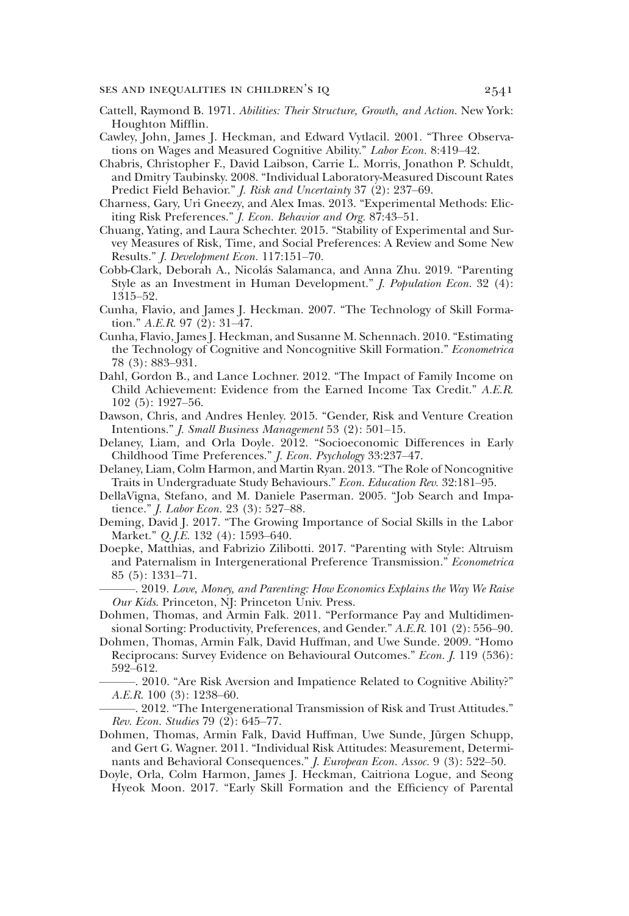Cattell, Raymond B. 1971. *Abilities: Their Structure, Growth, and Action*. New York: Houghton Mifflin.

Cawley, John, James J. Heckman, and Edward Vytlacil. 2001. "Three Observations on Wages and Measured Cognitive Ability." *Labor Econ.* 8:419–42.

Chabris, Christopher F., David Laibson, Carrie L. Morris, Jonathon P. Schuldt, and Dmitry Taubinsky. 2008. "Individual Laboratory-Measured Discount Rates Predict Field Behavior." *J. Risk and Uncertainty* 37 (2): 237–69.

Charness, Gary, Uri Gneezy, and Alex Imas. 2013. "Experimental Methods: Eliciting Risk Preferences." *J. Econ. Behavior and Org.* 87:43–51.

Chuang, Yating, and Laura Schechter. 2015. "Stability of Experimental and Survey Measures of Risk, Time, and Social Preferences: A Review and Some New Results." *J. Development Econ.* 117:151–70.

Cobb-Clark, Deborah A., Nicolás Salamanca, and Anna Zhu. 2019. "Parenting Style as an Investment in Human Development." *J. Population Econ.* 32 (4): 1315–52.

Cunha, Flavio, and James J. Heckman. 2007. "The Technology of Skill Formation." *A.E.R.* 97 (2): 31–47.

Cunha, Flavio, James J. Heckman, and Susanne M. Schennach. 2010. "Estimating the Technology of Cognitive and Noncognitive Skill Formation." *Econometrica* 78 (3): 883–931.

Dahl, Gordon B., and Lance Lochner. 2012. "The Impact of Family Income on Child Achievement: Evidence from the Earned Income Tax Credit." *A.E.R.* 102 (5): 1927–56.

Dawson, Chris, and Andres Henley. 2015. "Gender, Risk and Venture Creation Intentions." *J. Small Business Management* 53 (2): 501–15.

Delaney, Liam, and Orla Doyle. 2012. "Socioeconomic Differences in Early Childhood Time Preferences." *J. Econ. Psychology* 33:237–47.

Delaney, Liam, Colm Harmon, and Martin Ryan. 2013. "The Role of Noncognitive Traits in Undergraduate Study Behaviours." *Econ. Education Rev.* 32:181–95.

DellaVigna, Stefano, and M. Daniele Paserman. 2005. "Job Search and Impatience." *J. Labor Econ.* 23 (3): 527–88.

Deming, David J. 2017. "The Growing Importance of Social Skills in the Labor Market." *Q.J.E.* 132 (4): 1593–640.

Doepke, Matthias, and Fabrizio Zilibotti. 2017. "Parenting with Style: Altruism and Paternalism in Intergenerational Preference Transmission." *Econometrica* 85 (5): 1331–71.

———. 2019. *Love, Money, and Parenting: How Economics Explains the Way We Raise Our Kids*. Princeton, NJ: Princeton Univ. Press.

Dohmen, Thomas, and Armin Falk. 2011. "Performance Pay and Multidimensional Sorting: Productivity, Preferences, and Gender." *A.E.R.* 101 (2): 556–90.

Dohmen, Thomas, Armin Falk, David Huffman, and Uwe Sunde. 2009. "Homo Reciprocans: Survey Evidence on Behavioural Outcomes." *Econ. J.* 119 (536): 592–612.

———. 2010. "Are Risk Aversion and Impatience Related to Cognitive Ability?" *A.E.R.* 100 (3): 1238–60.

———. 2012. "The Intergenerational Transmission of Risk and Trust Attitudes." *Rev. Econ. Studies* 79 (2): 645–77.

Dohmen, Thomas, Armin Falk, David Huffman, Uwe Sunde, Jürgen Schupp, and Gert G. Wagner. 2011. "Individual Risk Attitudes: Measurement, Determinants and Behavioral Consequences." *J. European Econ. Assoc.* 9 (3): 522–50.

Doyle, Orla, Colm Harmon, James J. Heckman, Caitriona Logue, and Seong Hyeok Moon. 2017. "Early Skill Formation and the Efficiency of Parental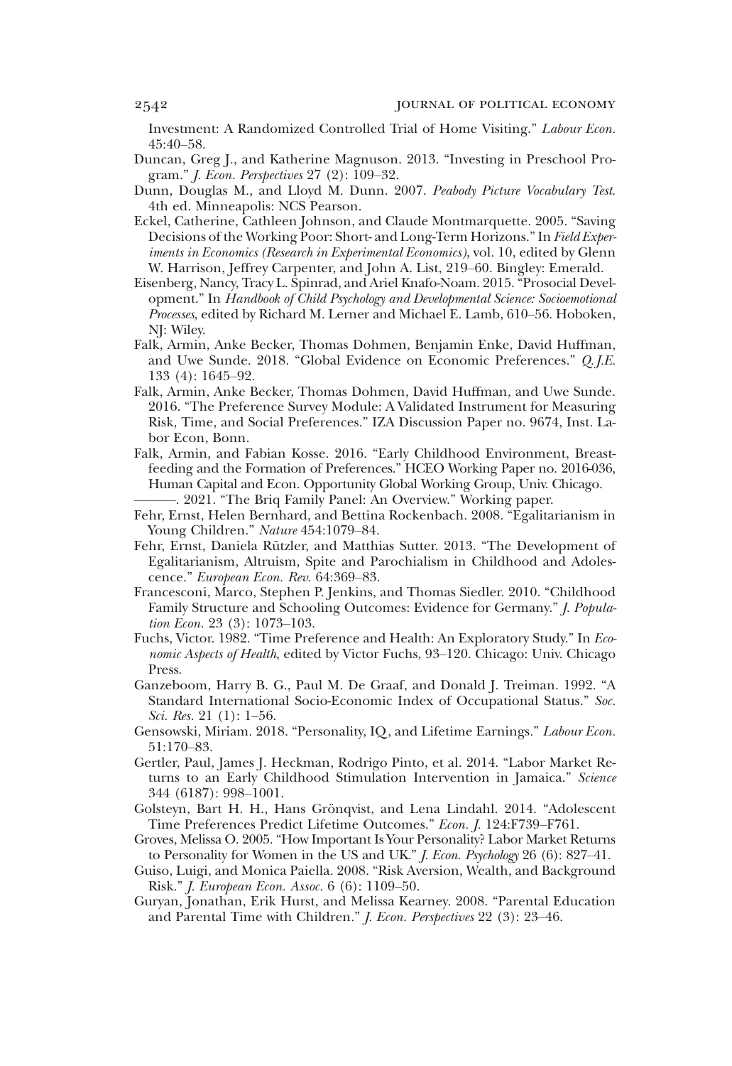Investment: A Randomized Controlled Trial of Home Visiting." *Labour Econ.* 45:40–58.

Duncan, Greg J., and Katherine Magnuson. 2013. "Investing in Preschool Program." *J. Econ. Perspectives* 27 (2): 109–32.

Dunn, Douglas M., and Lloyd M. Dunn. 2007. *Peabody Picture Vocabulary Test.* 4th ed. Minneapolis: NCS Pearson.

Eckel, Catherine, Cathleen Johnson, and Claude Montmarquette. 2005. "Saving Decisions of the Working Poor: Short- and Long-Term Horizons." In *Field Experiments in Economics (Research in Experimental Economics)*, vol. 10, edited by Glenn W. Harrison, Jeffrey Carpenter, and John A. List, 219–60. Bingley: Emerald.

Eisenberg, Nancy, Tracy L. Spinrad, and Ariel Knafo-Noam. 2015. "Prosocial Development." In *Handbook of Child Psychology and Developmental Science: Socioemotional Processes*, edited by Richard M. Lerner and Michael E. Lamb, 610–56. Hoboken, NJ: Wiley.

Falk, Armin, Anke Becker, Thomas Dohmen, Benjamin Enke, David Huffman, and Uwe Sunde. 2018. "Global Evidence on Economic Preferences." *Q.J.E.* 133 (4): 1645–92.

Falk, Armin, Anke Becker, Thomas Dohmen, David Huffman, and Uwe Sunde. 2016. "The Preference Survey Module: A Validated Instrument for Measuring Risk, Time, and Social Preferences." IZA Discussion Paper no. 9674, Inst. Labor Econ, Bonn.

Falk, Armin, and Fabian Kosse. 2016. "Early Childhood Environment, Breastfeeding and the Formation of Preferences." HCEO Working Paper no. 2016-036, Human Capital and Econ. Opportunity Global Working Group, Univ. Chicago.

———. 2021. "The Briq Family Panel: An Overview." Working paper.

Fehr, Ernst, Helen Bernhard, and Bettina Rockenbach. 2008. "Egalitarianism in Young Children." *Nature* 454:1079–84.

Fehr, Ernst, Daniela Rützler, and Matthias Sutter. 2013. "The Development of Egalitarianism, Altruism, Spite and Parochialism in Childhood and Adolescence." *European Econ. Rev.* 64:369–83.

Francesconi, Marco, Stephen P. Jenkins, and Thomas Siedler. 2010. "Childhood Family Structure and Schooling Outcomes: Evidence for Germany." *J. Population Econ.* 23 (3): 1073–103.

Fuchs, Victor. 1982. "Time Preference and Health: An Exploratory Study." In *Economic Aspects of Health*, edited by Victor Fuchs, 93–120. Chicago: Univ. Chicago Press.

Ganzeboom, Harry B. G., Paul M. De Graaf, and Donald J. Treiman. 1992. "A Standard International Socio-Economic Index of Occupational Status." *Soc. Sci. Res.* 21 (1): 1–56.

Gensowski, Miriam. 2018. "Personality, IQ, and Lifetime Earnings." *Labour Econ.* 51:170–83.

Gertler, Paul, James J. Heckman, Rodrigo Pinto, et al. 2014. "Labor Market Returns to an Early Childhood Stimulation Intervention in Jamaica." *Science* 344 (6187): 998–1001.

Golsteyn, Bart H. H., Hans Grönqvist, and Lena Lindahl. 2014. "Adolescent Time Preferences Predict Lifetime Outcomes." *Econ. J.* 124:F739–F761.

Groves, Melissa O. 2005. "How Important Is Your Personality? Labor Market Returns to Personality for Women in the US and UK." *J. Econ. Psychology* 26 (6): 827–41.

Guiso, Luigi, and Monica Paiella. 2008. "Risk Aversion, Wealth, and Background Risk." *J. European Econ. Assoc.* 6 (6): 1109–50.

Guryan, Jonathan, Erik Hurst, and Melissa Kearney. 2008. "Parental Education and Parental Time with Children." *J. Econ. Perspectives* 22 (3): 23–46.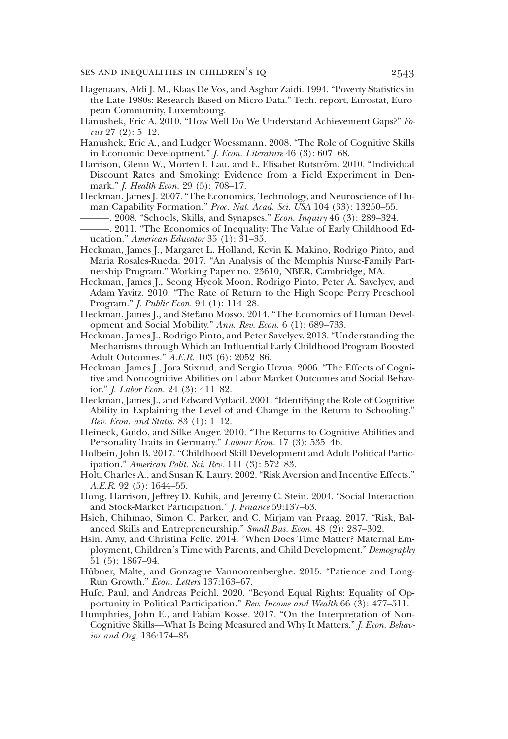Hagenaars, Aldi J. M., Klaas De Vos, and Asghar Zaidi. 1994. "Poverty Statistics in the Late 1980s: Research Based on Micro-Data." Tech. report, Eurostat, European Community, Luxembourg.

Hanushek, Eric A. 2010. "How Well Do We Understand Achievement Gaps?" *Focus* 27 (2): 5–12.

Hanushek, Eric A., and Ludger Woessmann. 2008. "The Role of Cognitive Skills in Economic Development." *J. Econ. Literature* 46 (3): 607–68.

Harrison, Glenn W., Morten I. Lau, and E. Elisabet Rutström. 2010. "Individual Discount Rates and Smoking: Evidence from a Field Experiment in Denmark." *J. Health Econ.* 29 (5): 708–17.

Heckman, James J. 2007. "The Economics, Technology, and Neuroscience of Human Capability Formation." *Proc. Nat. Acad. Sci. USA* 104 (33): 13250–55.

———. 2008. "Schools, Skills, and Synapses." *Econ. Inquiry* 46 (3): 289–324.

———. 2011. "The Economics of Inequality: The Value of Early Childhood Education." *American Educator* 35 (1): 31–35.

Heckman, James J., Margaret L. Holland, Kevin K. Makino, Rodrigo Pinto, and Maria Rosales-Rueda. 2017. "An Analysis of the Memphis Nurse-Family Partnership Program." Working Paper no. 23610, NBER, Cambridge, MA.

Heckman, James J., Seong Hyeok Moon, Rodrigo Pinto, Peter A. Savelyev, and Adam Yavitz. 2010. "The Rate of Return to the High Scope Perry Preschool Program." *J. Public Econ.* 94 (1): 114–28.

Heckman, James J., and Stefano Mosso. 2014. "The Economics of Human Development and Social Mobility." *Ann. Rev. Econ.* 6 (1): 689–733.

Heckman, James J., Rodrigo Pinto, and Peter Savelyev. 2013. "Understanding the Mechanisms through Which an Influential Early Childhood Program Boosted Adult Outcomes." *A.E.R.* 103 (6): 2052–86.

Heckman, James J., Jora Stixrud, and Sergio Urzua. 2006. "The Effects of Cognitive and Noncognitive Abilities on Labor Market Outcomes and Social Behavior." *J. Labor Econ.* 24 (3): 411–82.

Heckman, James J., and Edward Vytlacil. 2001. "Identifying the Role of Cognitive Ability in Explaining the Level of and Change in the Return to Schooling." *Rev. Econ. and Statis.* 83 (1): 1–12.

Heineck, Guido, and Silke Anger. 2010. "The Returns to Cognitive Abilities and Personality Traits in Germany." *Labour Econ.* 17 (3): 535–46.

Holbein, John B. 2017. "Childhood Skill Development and Adult Political Participation." *American Polit. Sci. Rev.* 111 (3): 572–83.

Holt, Charles A., and Susan K. Laury. 2002. "Risk Aversion and Incentive Effects." *A.E.R.* 92 (5): 1644–55.

Hong, Harrison, Jeffrey D. Kubik, and Jeremy C. Stein. 2004. "Social Interaction and Stock-Market Participation." *J. Finance* 59:137–63.

Hsieh, Chihmao, Simon C. Parker, and C. Mirjam van Praag. 2017. "Risk, Balanced Skills and Entrepreneurship." *Small Bus. Econ.* 48 (2): 287–302.

Hsin, Amy, and Christina Felfe. 2014. "When Does Time Matter? Maternal Employment, Children's Time with Parents, and Child Development." *Demography* 51 (5): 1867–94.

Hübner, Malte, and Gonzague Vannoorenberghe. 2015. "Patience and Long-Run Growth." *Econ. Letters* 137:163–67.

Hufe, Paul, and Andreas Peichl. 2020. "Beyond Equal Rights: Equality of Opportunity in Political Participation." *Rev. Income and Wealth* 66 (3): 477–511.

Humphries, John E., and Fabian Kosse. 2017. "On the Interpretation of Non-Cognitive Skills—What Is Being Measured and Why It Matters." *J. Econ. Behavior and Org.* 136:174–85.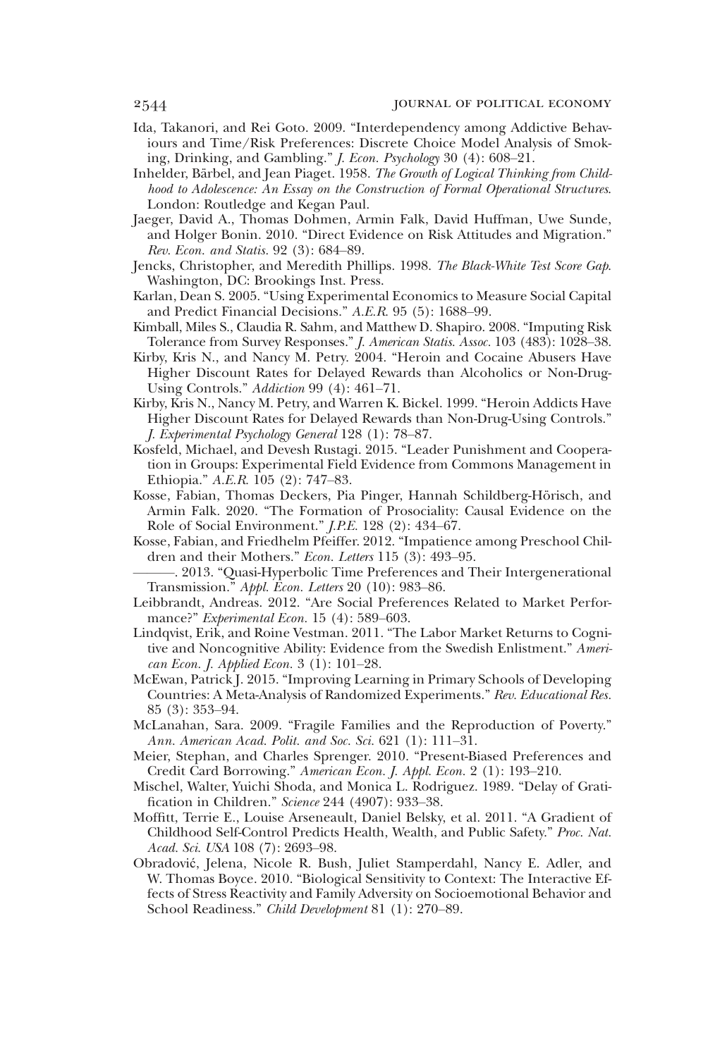Ida, Takanori, and Rei Goto. 2009. "Interdependency among Addictive Behaviours and Time/Risk Preferences: Discrete Choice Model Analysis of Smoking, Drinking, and Gambling." *J. Econ. Psychology* 30 (4): 608–21.

Inhelder, Bärbel, and Jean Piaget. 1958. *The Growth of Logical Thinking from Childhood to Adolescence: An Essay on the Construction of Formal Operational Structures*. London: Routledge and Kegan Paul.

Jaeger, David A., Thomas Dohmen, Armin Falk, David Huffman, Uwe Sunde, and Holger Bonin. 2010. "Direct Evidence on Risk Attitudes and Migration." *Rev. Econ. and Statis.* 92 (3): 684–89.

Jencks, Christopher, and Meredith Phillips. 1998. *The Black-White Test Score Gap*. Washington, DC: Brookings Inst. Press.

Karlan, Dean S. 2005. "Using Experimental Economics to Measure Social Capital and Predict Financial Decisions." *A.E.R.* 95 (5): 1688–99.

Kimball, Miles S., Claudia R. Sahm, and Matthew D. Shapiro. 2008. "Imputing Risk Tolerance from Survey Responses." *J. American Statis. Assoc.* 103 (483): 1028–38.

Kirby, Kris N., and Nancy M. Petry. 2004. "Heroin and Cocaine Abusers Have Higher Discount Rates for Delayed Rewards than Alcoholics or Non-Drug-Using Controls." *Addiction* 99 (4): 461–71.

Kirby, Kris N., Nancy M. Petry, and Warren K. Bickel. 1999. "Heroin Addicts Have Higher Discount Rates for Delayed Rewards than Non-Drug-Using Controls." *J. Experimental Psychology General* 128 (1): 78–87.

Kosfeld, Michael, and Devesh Rustagi. 2015. "Leader Punishment and Cooperation in Groups: Experimental Field Evidence from Commons Management in Ethiopia." *A.E.R.* 105 (2): 747–83.

Kosse, Fabian, Thomas Deckers, Pia Pinger, Hannah Schildberg-Hörisch, and Armin Falk. 2020. "The Formation of Prosociality: Causal Evidence on the Role of Social Environment." *J.P.E.* 128 (2): 434–67.

Kosse, Fabian, and Friedhelm Pfeiffer. 2012. "Impatience among Preschool Children and their Mothers." *Econ. Letters* 115 (3): 493–95.

———. 2013. "Quasi-Hyperbolic Time Preferences and Their Intergenerational Transmission." *Appl. Econ. Letters* 20 (10): 983–86.

Leibbrandt, Andreas. 2012. "Are Social Preferences Related to Market Performance?" *Experimental Econ.* 15 (4): 589–603.

Lindqvist, Erik, and Roine Vestman. 2011. "The Labor Market Returns to Cognitive and Noncognitive Ability: Evidence from the Swedish Enlistment." *American Econ. J. Applied Econ.* 3 (1): 101–28.

McEwan, Patrick J. 2015. "Improving Learning in Primary Schools of Developing Countries: A Meta-Analysis of Randomized Experiments." *Rev. Educational Res.* 85 (3): 353–94.

McLanahan, Sara. 2009. "Fragile Families and the Reproduction of Poverty." *Ann. American Acad. Polit. and Soc. Sci.* 621 (1): 111–31.

Meier, Stephan, and Charles Sprenger. 2010. "Present-Biased Preferences and Credit Card Borrowing." *American Econ. J. Appl. Econ.* 2 (1): 193–210.

Mischel, Walter, Yuichi Shoda, and Monica L. Rodriguez. 1989. "Delay of Gratification in Children." *Science* 244 (4907): 933–38.

Moffitt, Terrie E., Louise Arseneault, Daniel Belsky, et al. 2011. "A Gradient of Childhood Self-Control Predicts Health, Wealth, and Public Safety." *Proc. Nat. Acad. Sci. USA* 108 (7): 2693–98.

Obradović, Jelena, Nicole R. Bush, Juliet Stamperdahl, Nancy E. Adler, and W. Thomas Boyce. 2010. "Biological Sensitivity to Context: The Interactive Effects of Stress Reactivity and Family Adversity on Socioemotional Behavior and School Readiness." *Child Development* 81 (1): 270–89.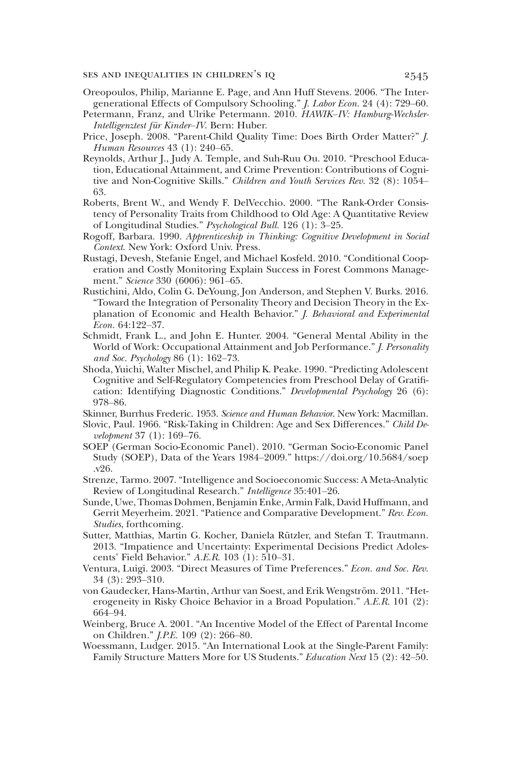Oreopoulos, Philip, Marianne E. Page, and Ann Huff Stevens. 2006. "The Intergenerational Effects of Compulsory Schooling." *J. Labor Econ.* 24 (4): 729–60.

Petermann, Franz, and Ulrike Petermann. 2010. *HAWIK–IV: Hamburg-Wechsler-Intelligenztest für Kinder–IV*. Bern: Huber.

Price, Joseph. 2008. "Parent-Child Quality Time: Does Birth Order Matter?" *J. Human Resources* 43 (1): 240–65.

Reynolds, Arthur J., Judy A. Temple, and Suh-Ruu Ou. 2010. "Preschool Education, Educational Attainment, and Crime Prevention: Contributions of Cognitive and Non-Cognitive Skills." *Children and Youth Services Rev.* 32 (8): 1054–63.

Roberts, Brent W., and Wendy F. DelVecchio. 2000. "The Rank-Order Consistency of Personality Traits from Childhood to Old Age: A Quantitative Review of Longitudinal Studies." *Psychological Bull.* 126 (1): 3–25.

Rogoff, Barbara. 1990. *Apprenticeship in Thinking: Cognitive Development in Social Context*. New York: Oxford Univ. Press.

Rustagi, Devesh, Stefanie Engel, and Michael Kosfeld. 2010. "Conditional Cooperation and Costly Monitoring Explain Success in Forest Commons Management." *Science* 330 (6006): 961–65.

Rustichini, Aldo, Colin G. DeYoung, Jon Anderson, and Stephen V. Burks. 2016. "Toward the Integration of Personality Theory and Decision Theory in the Explanation of Economic and Health Behavior." *J. Behavioral and Experimental Econ.* 64:122–37.

Schmidt, Frank L., and John E. Hunter. 2004. "General Mental Ability in the World of Work: Occupational Attainment and Job Performance." *J. Personality and Soc. Psychology* 86 (1): 162–73.

Shoda, Yuichi, Walter Mischel, and Philip K. Peake. 1990. "Predicting Adolescent Cognitive and Self-Regulatory Competencies from Preschool Delay of Gratification: Identifying Diagnostic Conditions." *Developmental Psychology* 26 (6): 978–86.

Skinner, Burrhus Frederic. 1953. *Science and Human Behavior*. New York: Macmillan.

Slovic, Paul. 1966. "Risk-Taking in Children: Age and Sex Differences." *Child Development* 37 (1): 169–76.

SOEP (German Socio-Economic Panel). 2010. "German Socio-Economic Panel Study (SOEP), Data of the Years 1984–2009." https://doi.org/10.5684/soep.v26.

Strenze, Tarmo. 2007. "Intelligence and Socioeconomic Success: A Meta-Analytic Review of Longitudinal Research." *Intelligence* 35:401–26.

Sunde, Uwe, Thomas Dohmen, Benjamin Enke, Armin Falk, David Huffmann, and Gerrit Meyerheim. 2021. "Patience and Comparative Development." *Rev. Econ. Studies*, forthcoming.

Sutter, Matthias, Martin G. Kocher, Daniela Rützler, and Stefan T. Trautmann. 2013. "Impatience and Uncertainty: Experimental Decisions Predict Adolescents' Field Behavior." *A.E.R.* 103 (1): 510–31.

Ventura, Luigi. 2003. "Direct Measures of Time Preferences." *Econ. and Soc. Rev.* 34 (3): 293–310.

von Gaudecker, Hans-Martin, Arthur van Soest, and Erik Wengström. 2011. "Heterogeneity in Risky Choice Behavior in a Broad Population." *A.E.R.* 101 (2): 664–94.

Weinberg, Bruce A. 2001. "An Incentive Model of the Effect of Parental Income on Children." *J.P.E.* 109 (2): 266–80.

Woessmann, Ludger. 2015. "An International Look at the Single-Parent Family: Family Structure Matters More for US Students." *Education Next* 15 (2): 42–50.